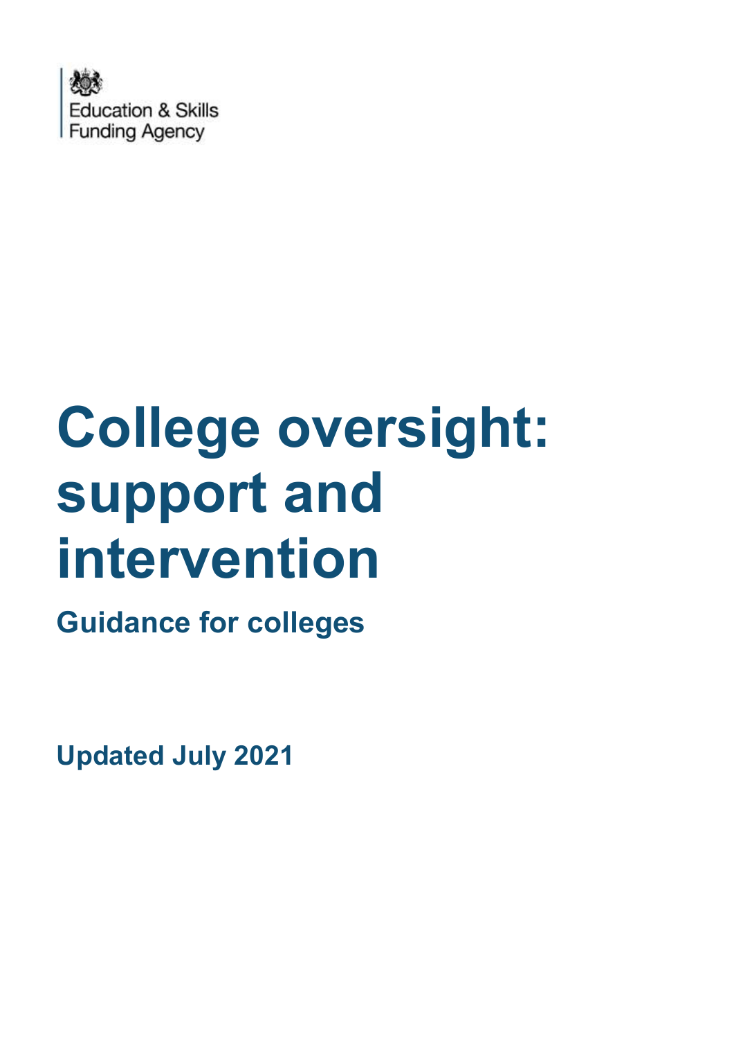Education & Skills Funding Agency

# College oversight: support and intervention

## Guidance for colleges

**Updated July 2021**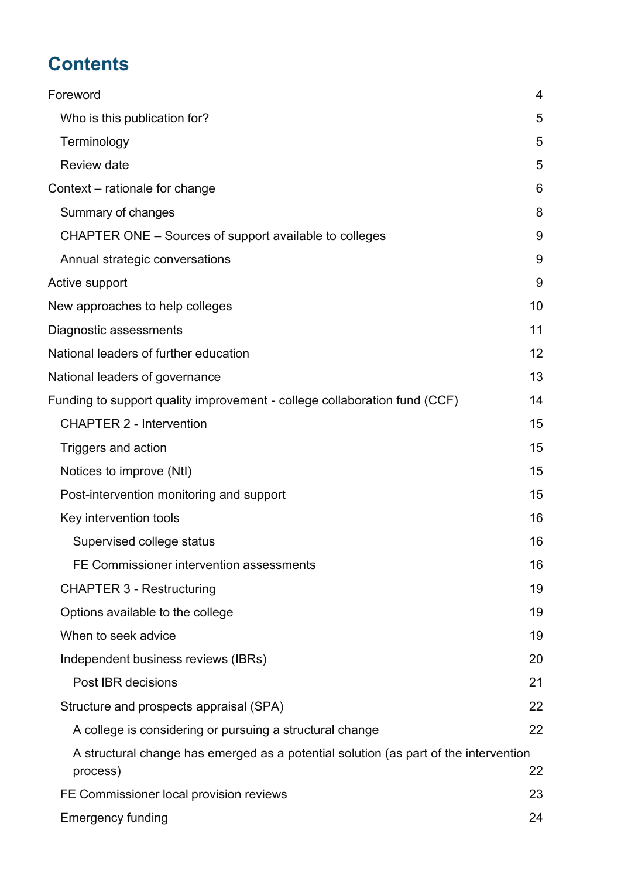# Contents

| | |
|---|---|
| Foreword | 4 |
| Who is this publication for? | 5 |
| Terminology | 5 |
| Review date | 5 |
| Context – rationale for change | 6 |
| Summary of changes | 8 |
| CHAPTER ONE – Sources of support available to colleges | 9 |
| Annual strategic conversations | 9 |
| Active support | 9 |
| New approaches to help colleges | 10 |
| Diagnostic assessments | 11 |
| National leaders of further education | 12 |
| National leaders of governance | 13 |
| Funding to support quality improvement - college collaboration fund (CCF) | 14 |
| CHAPTER 2 - Intervention | 15 |
| Triggers and action | 15 |
| Notices to improve (NtI) | 15 |
| Post-intervention monitoring and support | 15 |
| Key intervention tools | 16 |
| Supervised college status | 16 |
| FE Commissioner intervention assessments | 16 |
| CHAPTER 3 - Restructuring | 19 |
| Options available to the college | 19 |
| When to seek advice | 19 |
| Independent business reviews (IBRs) | 20 |
| Post IBR decisions | 21 |
| Structure and prospects appraisal (SPA) | 22 |
| A college is considering or pursuing a structural change | 22 |
| A structural change has emerged as a potential solution (as part of the intervention process) | 22 |
| FE Commissioner local provision reviews | 23 |
| Emergency funding | 24 |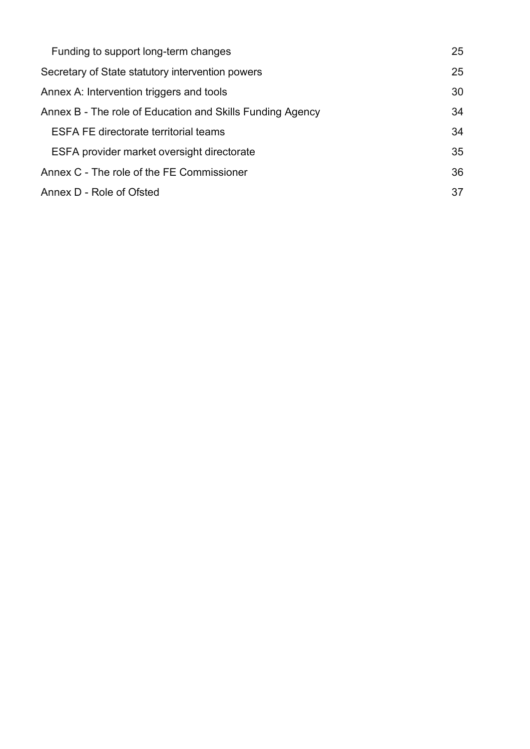Funding to support long-term changes 25

Secretary of State statutory intervention powers 25

Annex A: Intervention triggers and tools 30

Annex B - The role of Education and Skills Funding Agency 34

ESFA FE directorate territorial teams 34

ESFA provider market oversight directorate 35

Annex C - The role of the FE Commissioner 36

Annex D - Role of Ofsted 37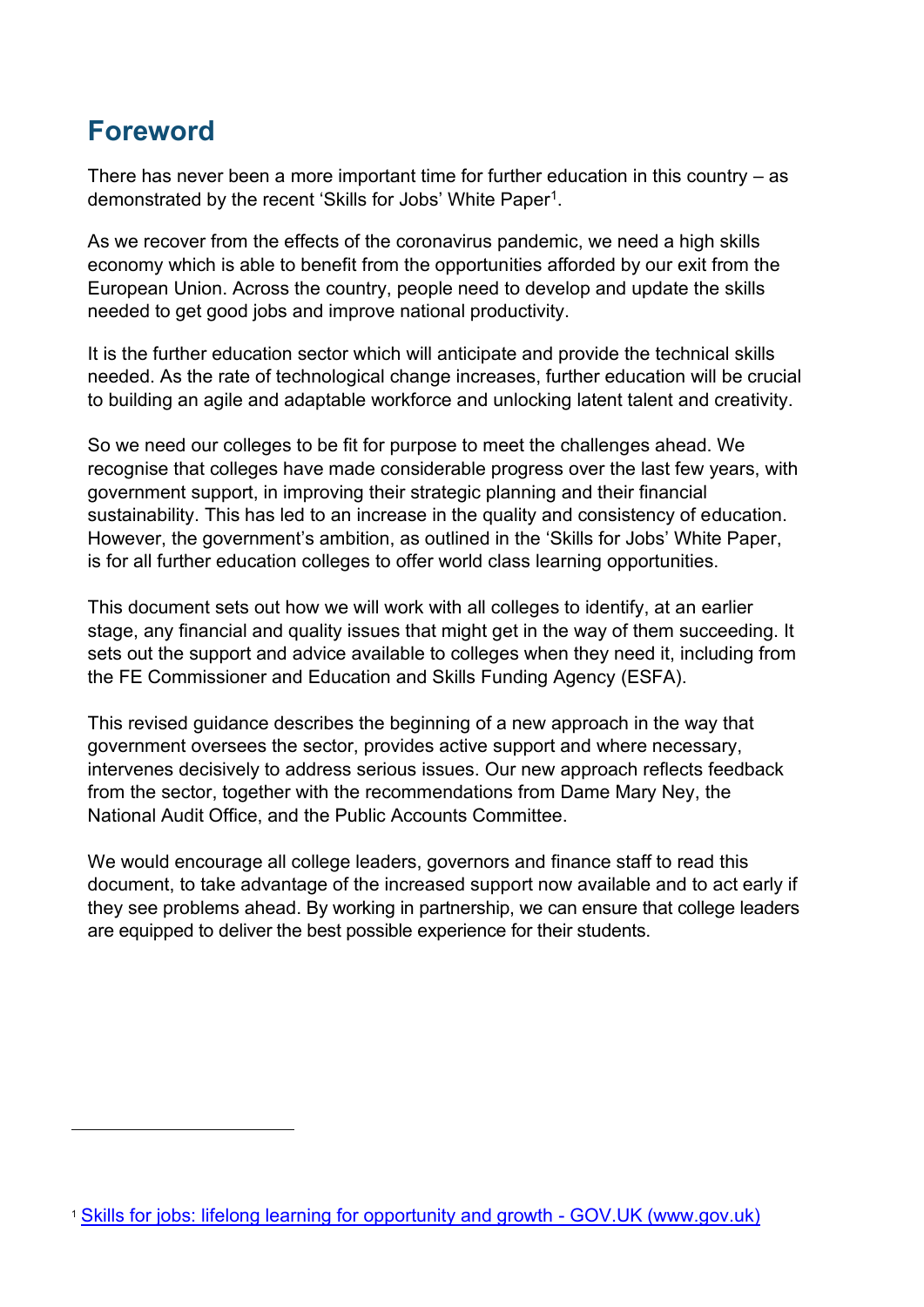## Foreword

There has never been a more important time for further education in this country – as demonstrated by the recent 'Skills for Jobs' White Paper[1].

As we recover from the effects of the coronavirus pandemic, we need a high skills economy which is able to benefit from the opportunities afforded by our exit from the European Union. Across the country, people need to develop and update the skills needed to get good jobs and improve national productivity.

It is the further education sector which will anticipate and provide the technical skills needed. As the rate of technological change increases, further education will be crucial to building an agile and adaptable workforce and unlocking latent talent and creativity.

So we need our colleges to be fit for purpose to meet the challenges ahead. We recognise that colleges have made considerable progress over the last few years, with government support, in improving their strategic planning and their financial sustainability. This has led to an increase in the quality and consistency of education. However, the government's ambition, as outlined in the 'Skills for Jobs' White Paper, is for all further education colleges to offer world class learning opportunities.

This document sets out how we will work with all colleges to identify, at an earlier stage, any financial and quality issues that might get in the way of them succeeding. It sets out the support and advice available to colleges when they need it, including from the FE Commissioner and Education and Skills Funding Agency (ESFA).

This revised guidance describes the beginning of a new approach in the way that government oversees the sector, provides active support and where necessary, intervenes decisively to address serious issues. Our new approach reflects feedback from the sector, together with the recommendations from Dame Mary Ney, the National Audit Office, and the Public Accounts Committee.

We would encourage all college leaders, governors and finance staff to read this document, to take advantage of the increased support now available and to act early if they see problems ahead. By working in partnership, we can ensure that college leaders are equipped to deliver the best possible experience for their students.

---

[1] Skills for jobs: lifelong learning for opportunity and growth - GOV.UK (www.gov.uk)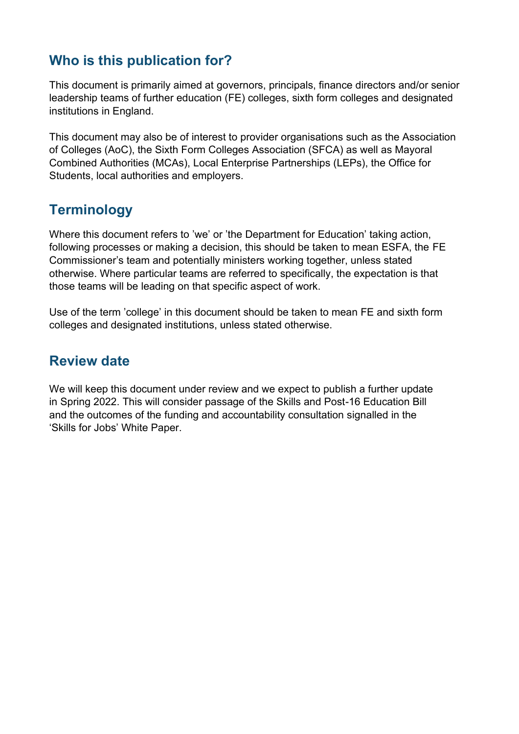## Who is this publication for?

This document is primarily aimed at governors, principals, finance directors and/or senior leadership teams of further education (FE) colleges, sixth form colleges and designated institutions in England.

This document may also be of interest to provider organisations such as the Association of Colleges (AoC), the Sixth Form Colleges Association (SFCA) as well as Mayoral Combined Authorities (MCAs), Local Enterprise Partnerships (LEPs), the Office for Students, local authorities and employers.

## Terminology

Where this document refers to 'we' or 'the Department for Education' taking action, following processes or making a decision, this should be taken to mean ESFA, the FE Commissioner's team and potentially ministers working together, unless stated otherwise. Where particular teams are referred to specifically, the expectation is that those teams will be leading on that specific aspect of work.

Use of the term 'college' in this document should be taken to mean FE and sixth form colleges and designated institutions, unless stated otherwise.

## Review date

We will keep this document under review and we expect to publish a further update in Spring 2022. This will consider passage of the Skills and Post-16 Education Bill and the outcomes of the funding and accountability consultation signalled in the 'Skills for Jobs' White Paper.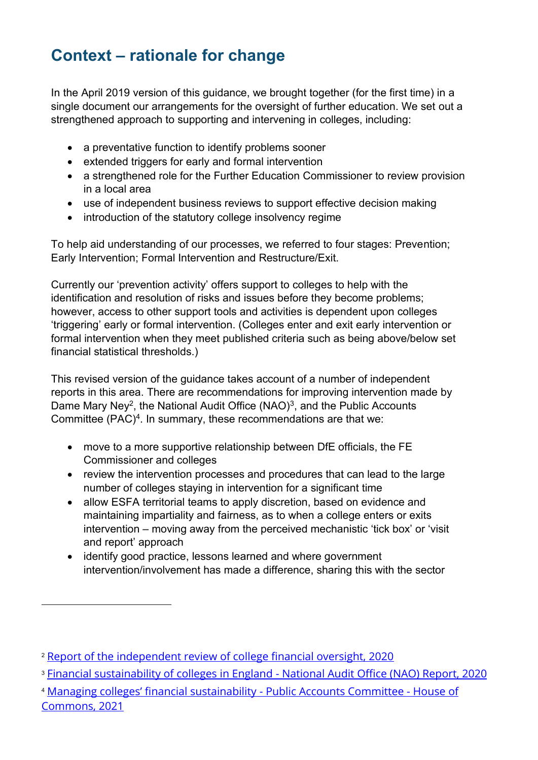## Context – rationale for change

In the April 2019 version of this guidance, we brought together (for the first time) in a single document our arrangements for the oversight of further education. We set out a strengthened approach to supporting and intervening in colleges, including:

- a preventative function to identify problems sooner
- extended triggers for early and formal intervention
- a strengthened role for the Further Education Commissioner to review provision in a local area
- use of independent business reviews to support effective decision making
- introduction of the statutory college insolvency regime

To help aid understanding of our processes, we referred to four stages: Prevention; Early Intervention; Formal Intervention and Restructure/Exit.

Currently our 'prevention activity' offers support to colleges to help with the identification and resolution of risks and issues before they become problems; however, access to other support tools and activities is dependent upon colleges 'triggering' early or formal intervention. (Colleges enter and exit early intervention or formal intervention when they meet published criteria such as being above/below set financial statistical thresholds.)

This revised version of the guidance takes account of a number of independent reports in this area. There are recommendations for improving intervention made by Dame Mary Ney[2], the National Audit Office (NAO)[3], and the Public Accounts Committee (PAC)[4]. In summary, these recommendations are that we:

- move to a more supportive relationship between DfE officials, the FE Commissioner and colleges
- review the intervention processes and procedures that can lead to the large number of colleges staying in intervention for a significant time
- allow ESFA territorial teams to apply discretion, based on evidence and maintaining impartiality and fairness, as to when a college enters or exits intervention – moving away from the perceived mechanistic 'tick box' or 'visit and report' approach
- identify good practice, lessons learned and where government intervention/involvement has made a difference, sharing this with the sector

---

[2] Report of the independent review of college financial oversight, 2020

[3] Financial sustainability of colleges in England - National Audit Office (NAO) Report, 2020

[4] Managing colleges' financial sustainability - Public Accounts Committee - House of Commons, 2021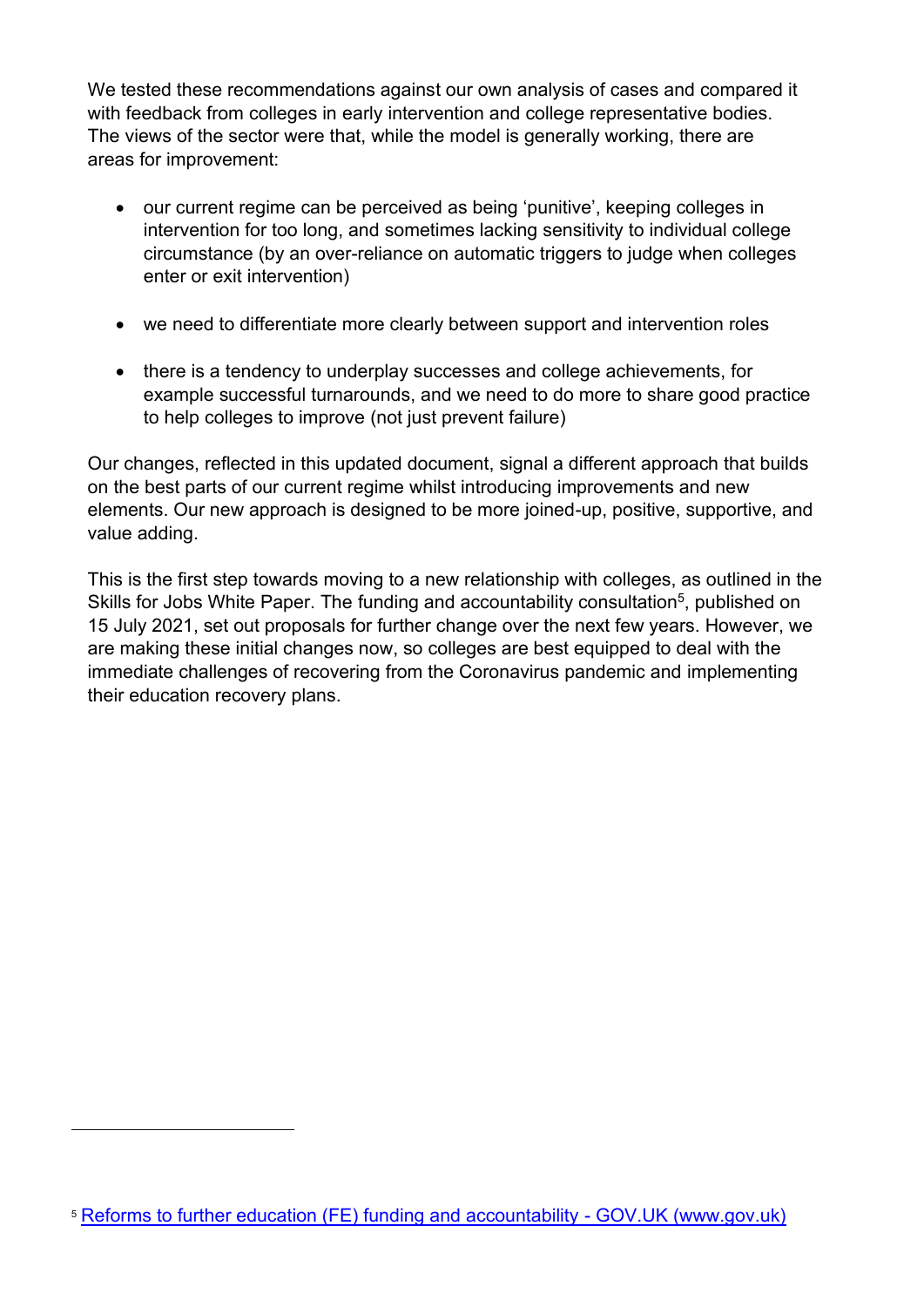We tested these recommendations against our own analysis of cases and compared it with feedback from colleges in early intervention and college representative bodies. The views of the sector were that, while the model is generally working, there are areas for improvement:

- our current regime can be perceived as being 'punitive', keeping colleges in intervention for too long, and sometimes lacking sensitivity to individual college circumstance (by an over-reliance on automatic triggers to judge when colleges enter or exit intervention)
- we need to differentiate more clearly between support and intervention roles
- there is a tendency to underplay successes and college achievements, for example successful turnarounds, and we need to do more to share good practice to help colleges to improve (not just prevent failure)

Our changes, reflected in this updated document, signal a different approach that builds on the best parts of our current regime whilst introducing improvements and new elements. Our new approach is designed to be more joined-up, positive, supportive, and value adding.

This is the first step towards moving to a new relationship with colleges, as outlined in the Skills for Jobs White Paper. The funding and accountability consultation[5], published on 15 July 2021, set out proposals for further change over the next few years. However, we are making these initial changes now, so colleges are best equipped to deal with the immediate challenges of recovering from the Coronavirus pandemic and implementing their education recovery plans.

---

[5] Reforms to further education (FE) funding and accountability - GOV.UK (www.gov.uk)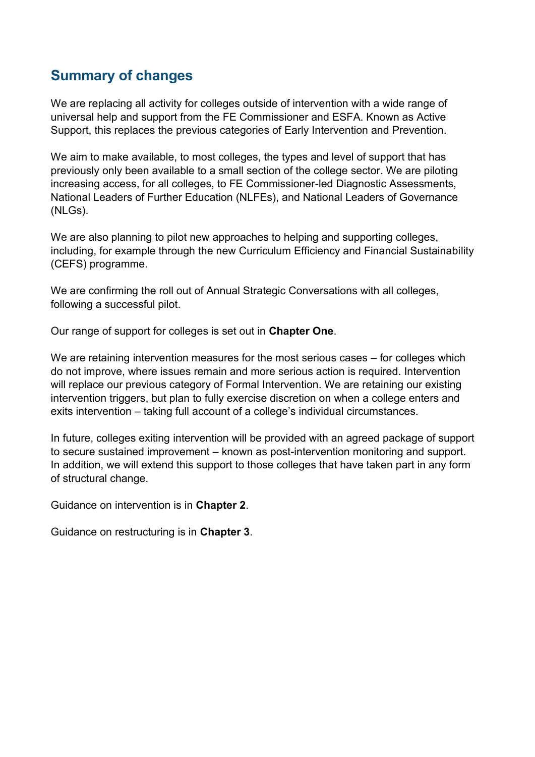## Summary of changes

We are replacing all activity for colleges outside of intervention with a wide range of universal help and support from the FE Commissioner and ESFA. Known as Active Support, this replaces the previous categories of Early Intervention and Prevention.

We aim to make available, to most colleges, the types and level of support that has previously only been available to a small section of the college sector. We are piloting increasing access, for all colleges, to FE Commissioner-led Diagnostic Assessments, National Leaders of Further Education (NLFEs), and National Leaders of Governance (NLGs).

We are also planning to pilot new approaches to helping and supporting colleges, including, for example through the new Curriculum Efficiency and Financial Sustainability (CEFS) programme.

We are confirming the roll out of Annual Strategic Conversations with all colleges, following a successful pilot.

Our range of support for colleges is set out in **Chapter One**.

We are retaining intervention measures for the most serious cases – for colleges which do not improve, where issues remain and more serious action is required. Intervention will replace our previous category of Formal Intervention. We are retaining our existing intervention triggers, but plan to fully exercise discretion on when a college enters and exits intervention – taking full account of a college's individual circumstances.

In future, colleges exiting intervention will be provided with an agreed package of support to secure sustained improvement – known as post-intervention monitoring and support. In addition, we will extend this support to those colleges that have taken part in any form of structural change.

Guidance on intervention is in **Chapter 2**.

Guidance on restructuring is in **Chapter 3**.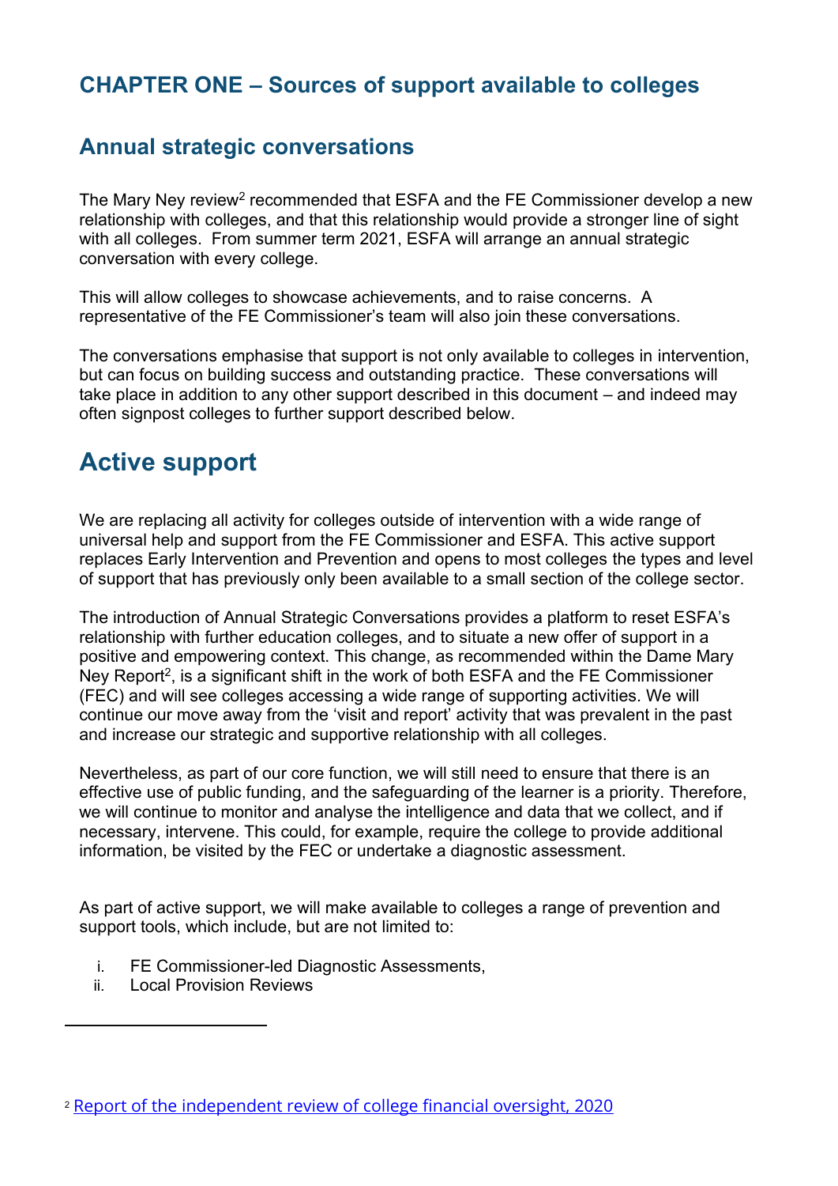## CHAPTER ONE – Sources of support available to colleges

### Annual strategic conversations

The Mary Ney review[2] recommended that ESFA and the FE Commissioner develop a new relationship with colleges, and that this relationship would provide a stronger line of sight with all colleges. From summer term 2021, ESFA will arrange an annual strategic conversation with every college.

This will allow colleges to showcase achievements, and to raise concerns. A representative of the FE Commissioner's team will also join these conversations.

The conversations emphasise that support is not only available to colleges in intervention, but can focus on building success and outstanding practice. These conversations will take place in addition to any other support described in this document – and indeed may often signpost colleges to further support described below.

## Active support

We are replacing all activity for colleges outside of intervention with a wide range of universal help and support from the FE Commissioner and ESFA. This active support replaces Early Intervention and Prevention and opens to most colleges the types and level of support that has previously only been available to a small section of the college sector.

The introduction of Annual Strategic Conversations provides a platform to reset ESFA's relationship with further education colleges, and to situate a new offer of support in a positive and empowering context. This change, as recommended within the Dame Mary Ney Report[2], is a significant shift in the work of both ESFA and the FE Commissioner (FEC) and will see colleges accessing a wide range of supporting activities. We will continue our move away from the 'visit and report' activity that was prevalent in the past and increase our strategic and supportive relationship with all colleges.

Nevertheless, as part of our core function, we will still need to ensure that there is an effective use of public funding, and the safeguarding of the learner is a priority. Therefore, we will continue to monitor and analyse the intelligence and data that we collect, and if necessary, intervene. This could, for example, require the college to provide additional information, be visited by the FEC or undertake a diagnostic assessment.

As part of active support, we will make available to colleges a range of prevention and support tools, which include, but are not limited to:

i. FE Commissioner-led Diagnostic Assessments,
ii. Local Provision Reviews

[2] Report of the independent review of college financial oversight, 2020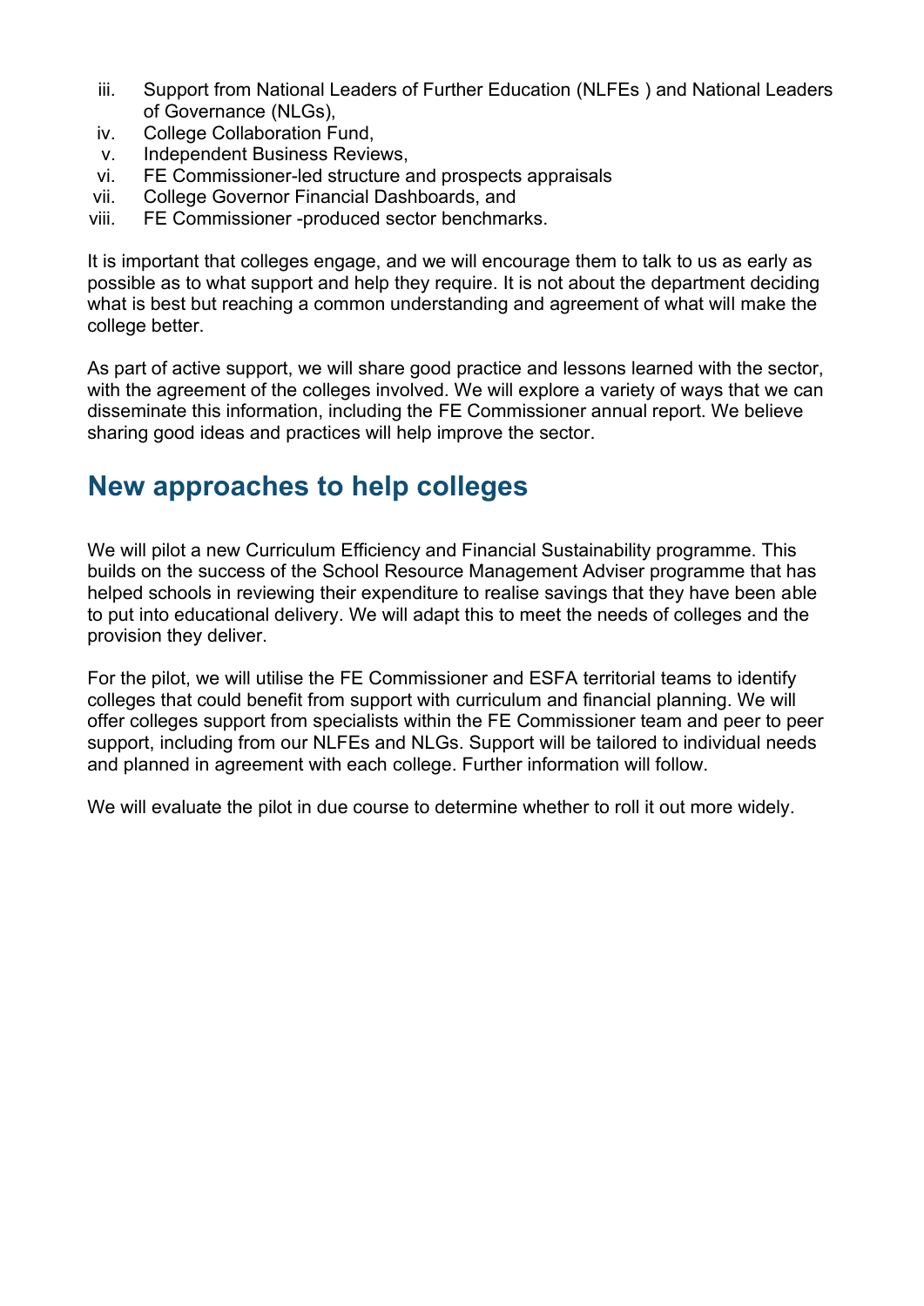iii. Support from National Leaders of Further Education (NLFEs ) and National Leaders of Governance (NLGs),
iv. College Collaboration Fund,
v. Independent Business Reviews,
vi. FE Commissioner-led structure and prospects appraisals
vii. College Governor Financial Dashboards, and
viii. FE Commissioner -produced sector benchmarks.

It is important that colleges engage, and we will encourage them to talk to us as early as possible as to what support and help they require. It is not about the department deciding what is best but reaching a common understanding and agreement of what will make the college better.

As part of active support, we will share good practice and lessons learned with the sector, with the agreement of the colleges involved. We will explore a variety of ways that we can disseminate this information, including the FE Commissioner annual report. We believe sharing good ideas and practices will help improve the sector.

## New approaches to help colleges

We will pilot a new Curriculum Efficiency and Financial Sustainability programme. This builds on the success of the School Resource Management Adviser programme that has helped schools in reviewing their expenditure to realise savings that they have been able to put into educational delivery. We will adapt this to meet the needs of colleges and the provision they deliver.

For the pilot, we will utilise the FE Commissioner and ESFA territorial teams to identify colleges that could benefit from support with curriculum and financial planning. We will offer colleges support from specialists within the FE Commissioner team and peer to peer support, including from our NLFEs and NLGs. Support will be tailored to individual needs and planned in agreement with each college. Further information will follow.

We will evaluate the pilot in due course to determine whether to roll it out more widely.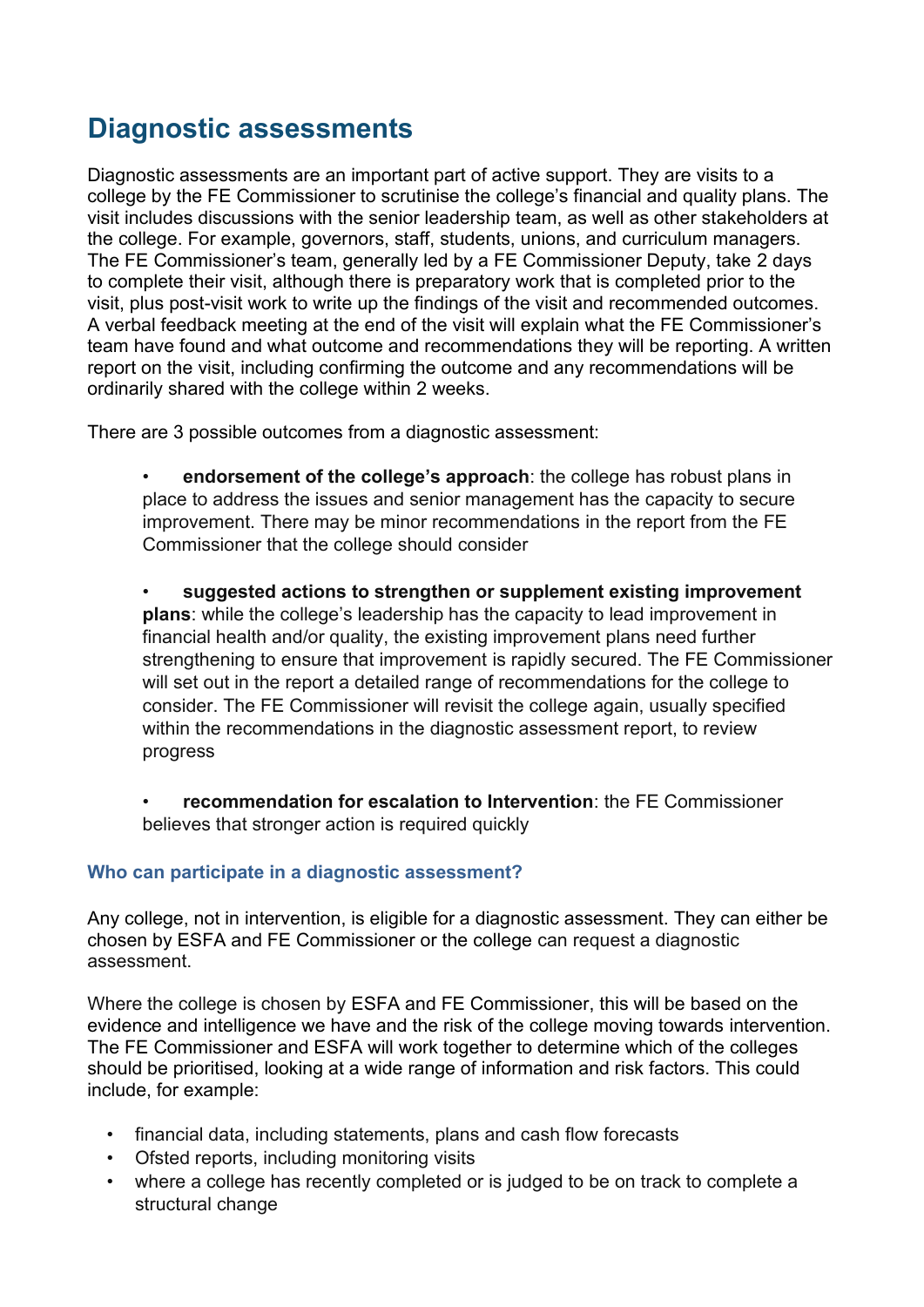## Diagnostic assessments

Diagnostic assessments are an important part of active support. They are visits to a college by the FE Commissioner to scrutinise the college's financial and quality plans. The visit includes discussions with the senior leadership team, as well as other stakeholders at the college. For example, governors, staff, students, unions, and curriculum managers. The FE Commissioner's team, generally led by a FE Commissioner Deputy, take 2 days to complete their visit, although there is preparatory work that is completed prior to the visit, plus post-visit work to write up the findings of the visit and recommended outcomes. A verbal feedback meeting at the end of the visit will explain what the FE Commissioner's team have found and what outcome and recommendations they will be reporting. A written report on the visit, including confirming the outcome and any recommendations will be ordinarily shared with the college within 2 weeks.

There are 3 possible outcomes from a diagnostic assessment:

- **endorsement of the college's approach**: the college has robust plans in place to address the issues and senior management has the capacity to secure improvement. There may be minor recommendations in the report from the FE Commissioner that the college should consider
- **suggested actions to strengthen or supplement existing improvement plans**: while the college's leadership has the capacity to lead improvement in financial health and/or quality, the existing improvement plans need further strengthening to ensure that improvement is rapidly secured. The FE Commissioner will set out in the report a detailed range of recommendations for the college to consider. The FE Commissioner will revisit the college again, usually specified within the recommendations in the diagnostic assessment report, to review progress
- **recommendation for escalation to Intervention**: the FE Commissioner believes that stronger action is required quickly

### Who can participate in a diagnostic assessment?

Any college, not in intervention, is eligible for a diagnostic assessment. They can either be chosen by ESFA and FE Commissioner or the college can request a diagnostic assessment.

Where the college is chosen by ESFA and FE Commissioner, this will be based on the evidence and intelligence we have and the risk of the college moving towards intervention. The FE Commissioner and ESFA will work together to determine which of the colleges should be prioritised, looking at a wide range of information and risk factors. This could include, for example:

- financial data, including statements, plans and cash flow forecasts
- Ofsted reports, including monitoring visits
- where a college has recently completed or is judged to be on track to complete a structural change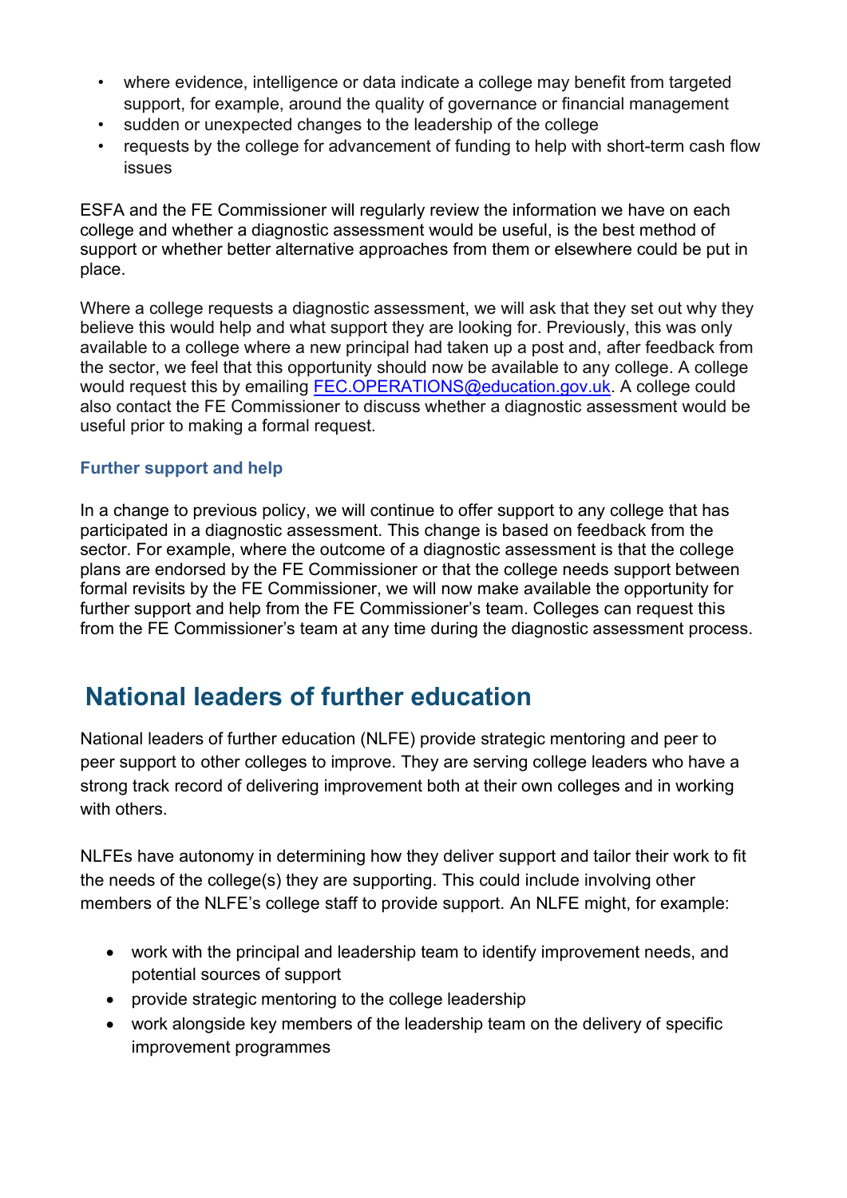- where evidence, intelligence or data indicate a college may benefit from targeted support, for example, around the quality of governance or financial management
- sudden or unexpected changes to the leadership of the college
- requests by the college for advancement of funding to help with short-term cash flow issues

ESFA and the FE Commissioner will regularly review the information we have on each college and whether a diagnostic assessment would be useful, is the best method of support or whether better alternative approaches from them or elsewhere could be put in place.

Where a college requests a diagnostic assessment, we will ask that they set out why they believe this would help and what support they are looking for. Previously, this was only available to a college where a new principal had taken up a post and, after feedback from the sector, we feel that this opportunity should now be available to any college. A college would request this by emailing FEC.OPERATIONS@education.gov.uk. A college could also contact the FE Commissioner to discuss whether a diagnostic assessment would be useful prior to making a formal request.

### Further support and help

In a change to previous policy, we will continue to offer support to any college that has participated in a diagnostic assessment. This change is based on feedback from the sector. For example, where the outcome of a diagnostic assessment is that the college plans are endorsed by the FE Commissioner or that the college needs support between formal revisits by the FE Commissioner, we will now make available the opportunity for further support and help from the FE Commissioner's team. Colleges can request this from the FE Commissioner's team at any time during the diagnostic assessment process.

## National leaders of further education

National leaders of further education (NLFE) provide strategic mentoring and peer to peer support to other colleges to improve. They are serving college leaders who have a strong track record of delivering improvement both at their own colleges and in working with others.

NLFEs have autonomy in determining how they deliver support and tailor their work to fit the needs of the college(s) they are supporting. This could include involving other members of the NLFE's college staff to provide support. An NLFE might, for example:

- work with the principal and leadership team to identify improvement needs, and potential sources of support
- provide strategic mentoring to the college leadership
- work alongside key members of the leadership team on the delivery of specific improvement programmes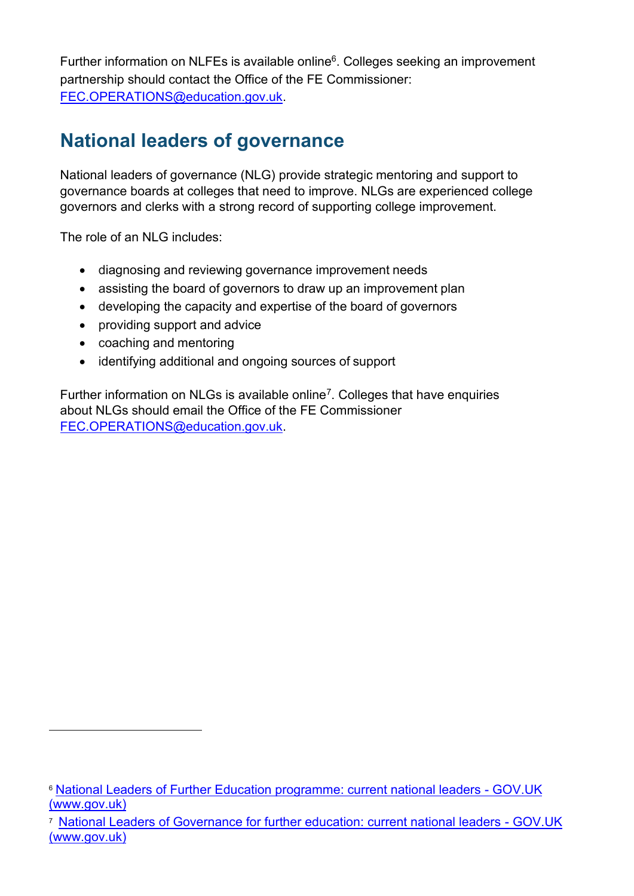Further information on NLFEs is available online[6]. Colleges seeking an improvement partnership should contact the Office of the FE Commissioner: FEC.OPERATIONS@education.gov.uk.

## National leaders of governance

National leaders of governance (NLG) provide strategic mentoring and support to governance boards at colleges that need to improve. NLGs are experienced college governors and clerks with a strong record of supporting college improvement.

The role of an NLG includes:

- diagnosing and reviewing governance improvement needs
- assisting the board of governors to draw up an improvement plan
- developing the capacity and expertise of the board of governors
- providing support and advice
- coaching and mentoring
- identifying additional and ongoing sources of support

Further information on NLGs is available online[7]. Colleges that have enquiries about NLGs should email the Office of the FE Commissioner FEC.OPERATIONS@education.gov.uk.

---

[6] National Leaders of Further Education programme: current national leaders - GOV.UK (www.gov.uk)

[7] National Leaders of Governance for further education: current national leaders - GOV.UK (www.gov.uk)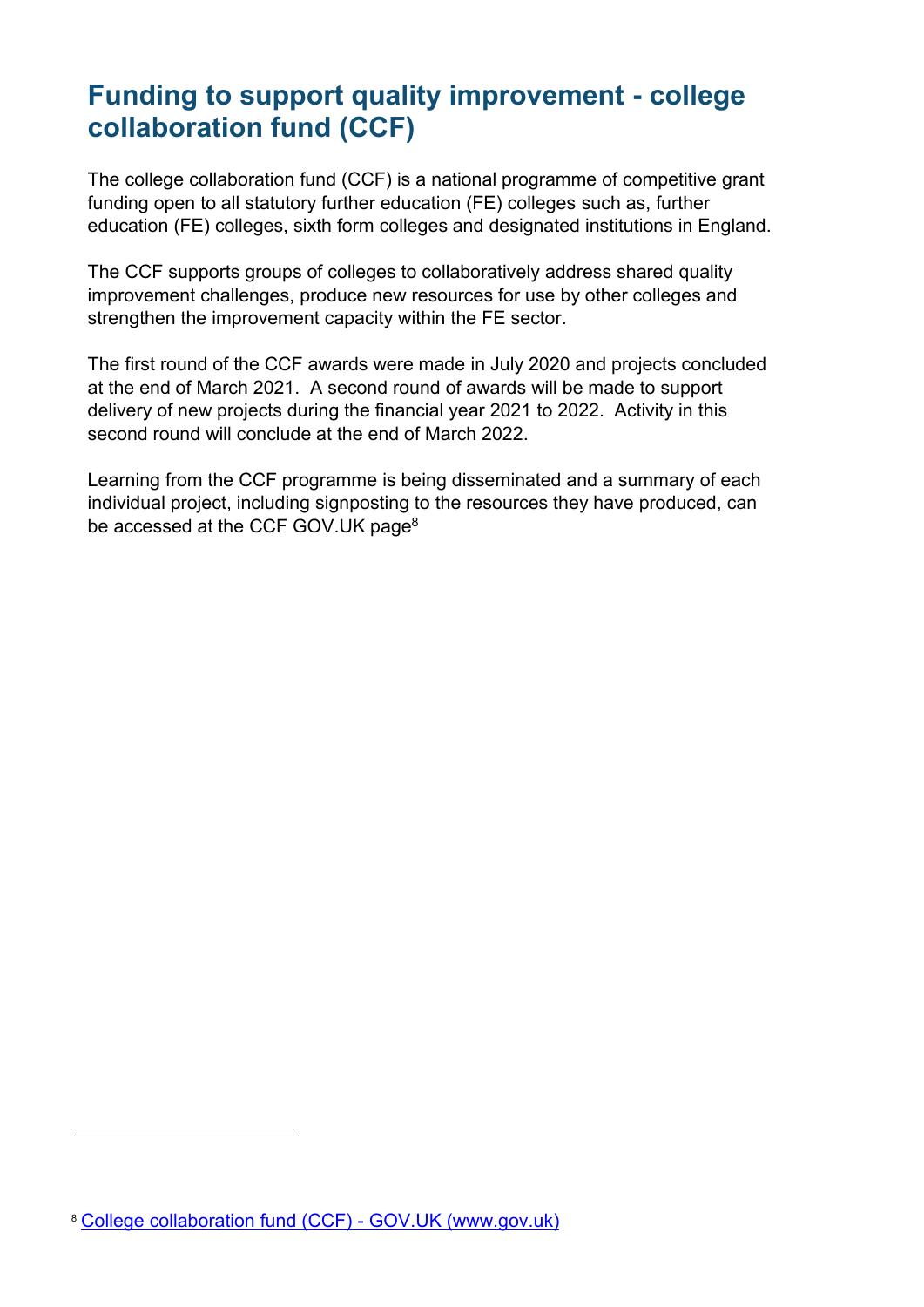## Funding to support quality improvement - college collaboration fund (CCF)

The college collaboration fund (CCF) is a national programme of competitive grant funding open to all statutory further education (FE) colleges such as, further education (FE) colleges, sixth form colleges and designated institutions in England.

The CCF supports groups of colleges to collaboratively address shared quality improvement challenges, produce new resources for use by other colleges and strengthen the improvement capacity within the FE sector.

The first round of the CCF awards were made in July 2020 and projects concluded at the end of March 2021. A second round of awards will be made to support delivery of new projects during the financial year 2021 to 2022. Activity in this second round will conclude at the end of March 2022.

Learning from the CCF programme is being disseminated and a summary of each individual project, including signposting to the resources they have produced, can be accessed at the CCF GOV.UK page[8]

[8] College collaboration fund (CCF) - GOV.UK (www.gov.uk)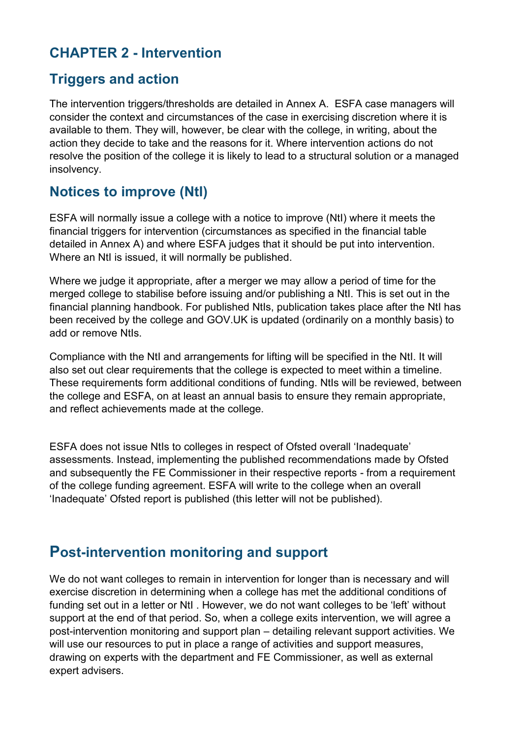# CHAPTER 2 - Intervention

## Triggers and action

The intervention triggers/thresholds are detailed in Annex A. ESFA case managers will consider the context and circumstances of the case in exercising discretion where it is available to them. They will, however, be clear with the college, in writing, about the action they decide to take and the reasons for it. Where intervention actions do not resolve the position of the college it is likely to lead to a structural solution or a managed insolvency.

## Notices to improve (NtI)

ESFA will normally issue a college with a notice to improve (NtI) where it meets the financial triggers for intervention (circumstances as specified in the financial table detailed in Annex A) and where ESFA judges that it should be put into intervention. Where an NtI is issued, it will normally be published.

Where we judge it appropriate, after a merger we may allow a period of time for the merged college to stabilise before issuing and/or publishing a NtI. This is set out in the financial planning handbook. For published NtIs, publication takes place after the NtI has been received by the college and GOV.UK is updated (ordinarily on a monthly basis) to add or remove NtIs.

Compliance with the NtI and arrangements for lifting will be specified in the NtI. It will also set out clear requirements that the college is expected to meet within a timeline. These requirements form additional conditions of funding. NtIs will be reviewed, between the college and ESFA, on at least an annual basis to ensure they remain appropriate, and reflect achievements made at the college.

ESFA does not issue NtIs to colleges in respect of Ofsted overall 'Inadequate' assessments. Instead, implementing the published recommendations made by Ofsted and subsequently the FE Commissioner in their respective reports - from a requirement of the college funding agreement. ESFA will write to the college when an overall 'Inadequate' Ofsted report is published (this letter will not be published).

## Post-intervention monitoring and support

We do not want colleges to remain in intervention for longer than is necessary and will exercise discretion in determining when a college has met the additional conditions of funding set out in a letter or NtI . However, we do not want colleges to be 'left' without support at the end of that period. So, when a college exits intervention, we will agree a post-intervention monitoring and support plan – detailing relevant support activities. We will use our resources to put in place a range of activities and support measures, drawing on experts with the department and FE Commissioner, as well as external expert advisers.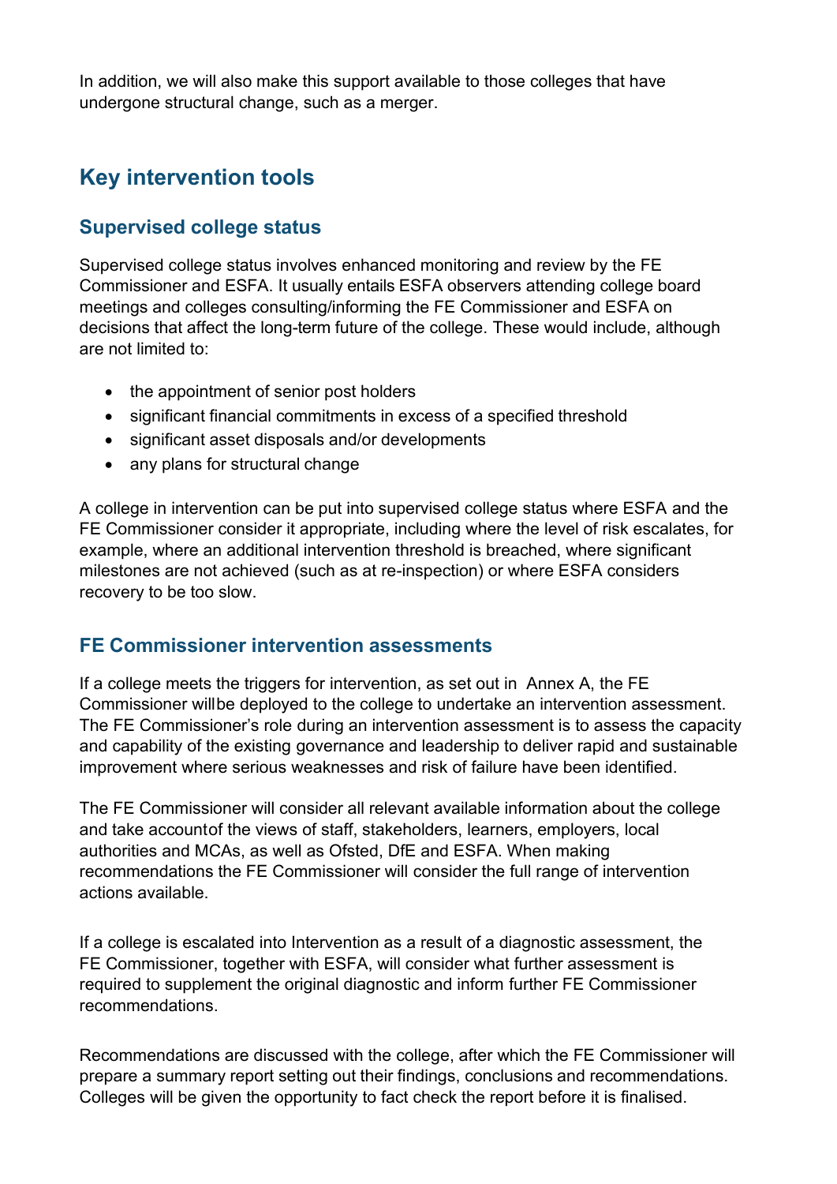In addition, we will also make this support available to those colleges that have undergone structural change, such as a merger.

## Key intervention tools

### Supervised college status

Supervised college status involves enhanced monitoring and review by the FE Commissioner and ESFA. It usually entails ESFA observers attending college board meetings and colleges consulting/informing the FE Commissioner and ESFA on decisions that affect the long-term future of the college. These would include, although are not limited to:

- the appointment of senior post holders
- significant financial commitments in excess of a specified threshold
- significant asset disposals and/or developments
- any plans for structural change

A college in intervention can be put into supervised college status where ESFA and the FE Commissioner consider it appropriate, including where the level of risk escalates, for example, where an additional intervention threshold is breached, where significant milestones are not achieved (such as at re-inspection) or where ESFA considers recovery to be too slow.

### FE Commissioner intervention assessments

If a college meets the triggers for intervention, as set out in Annex A, the FE Commissioner willbe deployed to the college to undertake an intervention assessment. The FE Commissioner's role during an intervention assessment is to assess the capacity and capability of the existing governance and leadership to deliver rapid and sustainable improvement where serious weaknesses and risk of failure have been identified.

The FE Commissioner will consider all relevant available information about the college and take accountof the views of staff, stakeholders, learners, employers, local authorities and MCAs, as well as Ofsted, DfE and ESFA. When making recommendations the FE Commissioner will consider the full range of intervention actions available.

If a college is escalated into Intervention as a result of a diagnostic assessment, the FE Commissioner, together with ESFA, will consider what further assessment is required to supplement the original diagnostic and inform further FE Commissioner recommendations.

Recommendations are discussed with the college, after which the FE Commissioner will prepare a summary report setting out their findings, conclusions and recommendations. Colleges will be given the opportunity to fact check the report before it is finalised.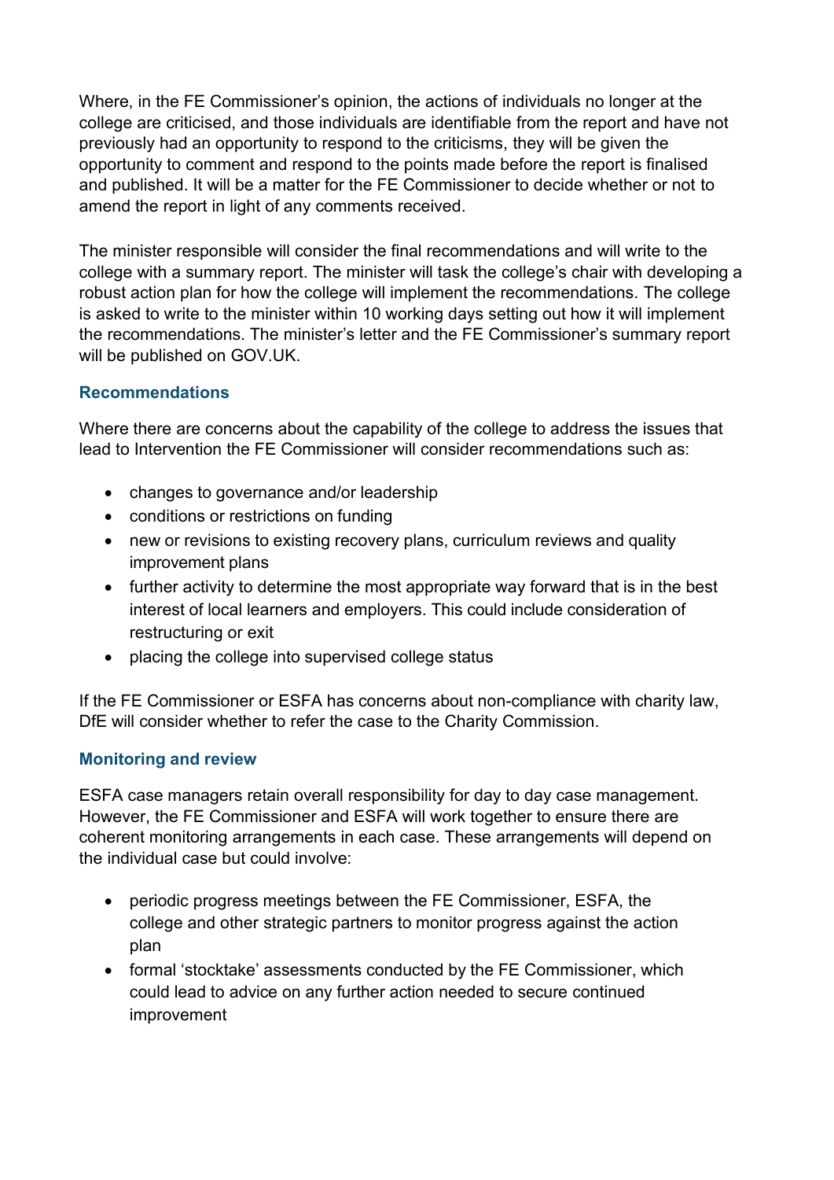Where, in the FE Commissioner's opinion, the actions of individuals no longer at the college are criticised, and those individuals are identifiable from the report and have not previously had an opportunity to respond to the criticisms, they will be given the opportunity to comment and respond to the points made before the report is finalised and published. It will be a matter for the FE Commissioner to decide whether or not to amend the report in light of any comments received.

The minister responsible will consider the final recommendations and will write to the college with a summary report. The minister will task the college's chair with developing a robust action plan for how the college will implement the recommendations. The college is asked to write to the minister within 10 working days setting out how it will implement the recommendations. The minister's letter and the FE Commissioner's summary report will be published on GOV.UK.

### Recommendations

Where there are concerns about the capability of the college to address the issues that lead to Intervention the FE Commissioner will consider recommendations such as:

- changes to governance and/or leadership
- conditions or restrictions on funding
- new or revisions to existing recovery plans, curriculum reviews and quality improvement plans
- further activity to determine the most appropriate way forward that is in the best interest of local learners and employers. This could include consideration of restructuring or exit
- placing the college into supervised college status

If the FE Commissioner or ESFA has concerns about non-compliance with charity law, DfE will consider whether to refer the case to the Charity Commission.

### Monitoring and review

ESFA case managers retain overall responsibility for day to day case management. However, the FE Commissioner and ESFA will work together to ensure there are coherent monitoring arrangements in each case. These arrangements will depend on the individual case but could involve:

- periodic progress meetings between the FE Commissioner, ESFA, the college and other strategic partners to monitor progress against the action plan
- formal 'stocktake' assessments conducted by the FE Commissioner, which could lead to advice on any further action needed to secure continued improvement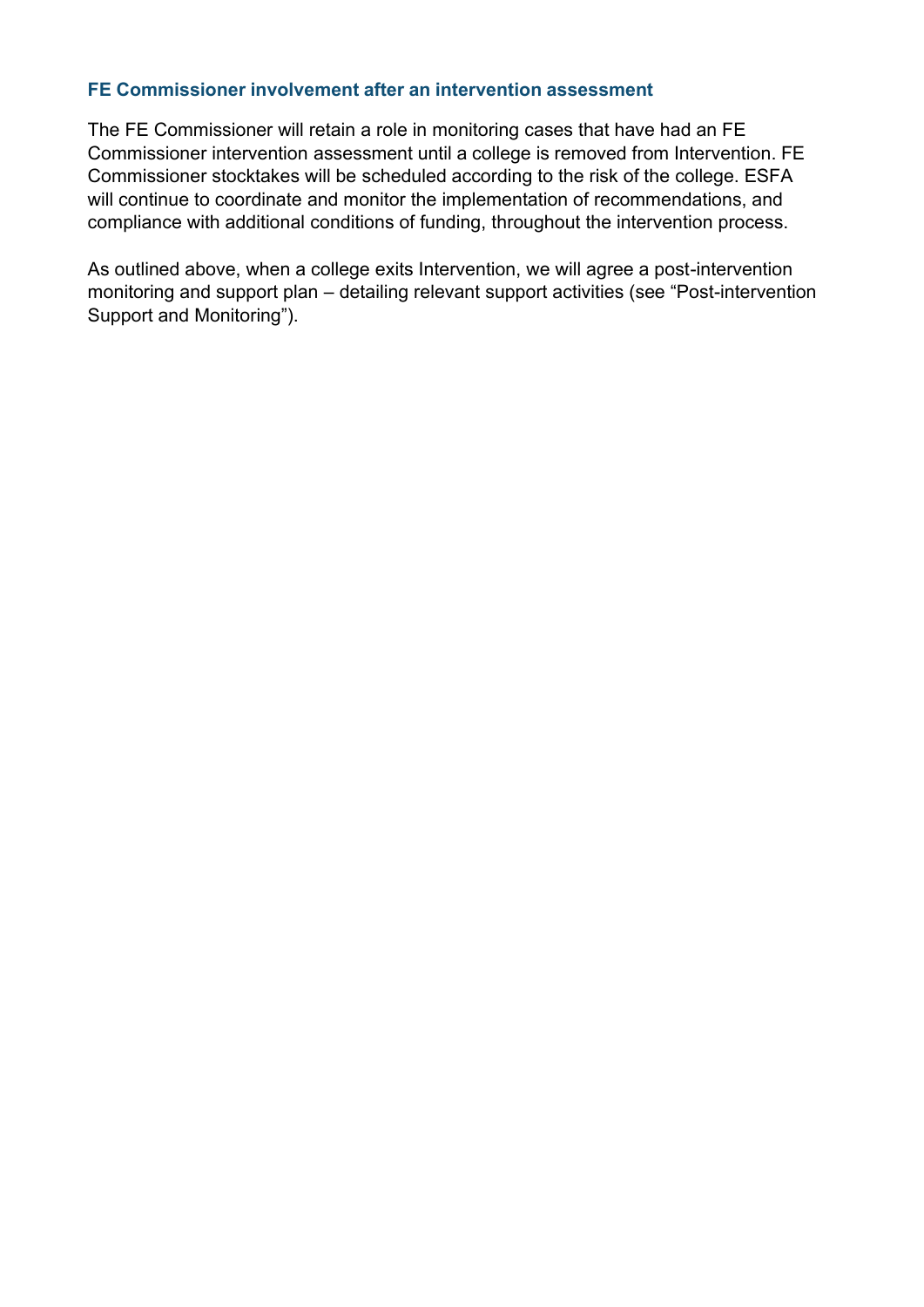### FE Commissioner involvement after an intervention assessment

The FE Commissioner will retain a role in monitoring cases that have had an FE Commissioner intervention assessment until a college is removed from Intervention. FE Commissioner stocktakes will be scheduled according to the risk of the college. ESFA will continue to coordinate and monitor the implementation of recommendations, and compliance with additional conditions of funding, throughout the intervention process.

As outlined above, when a college exits Intervention, we will agree a post-intervention monitoring and support plan – detailing relevant support activities (see "Post-intervention Support and Monitoring").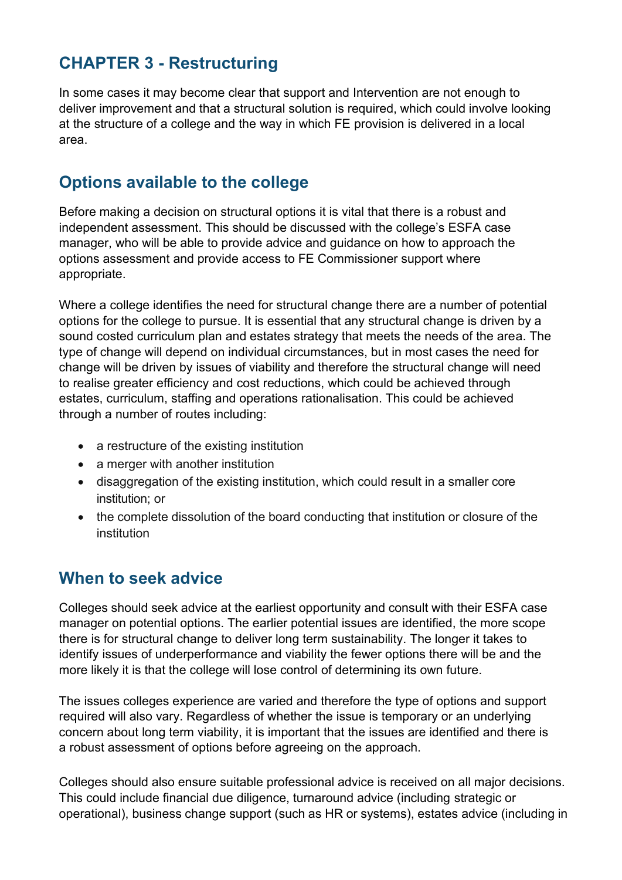## CHAPTER 3 - Restructuring

In some cases it may become clear that support and Intervention are not enough to deliver improvement and that a structural solution is required, which could involve looking at the structure of a college and the way in which FE provision is delivered in a local area.

### Options available to the college

Before making a decision on structural options it is vital that there is a robust and independent assessment. This should be discussed with the college's ESFA case manager, who will be able to provide advice and guidance on how to approach the options assessment and provide access to FE Commissioner support where appropriate.

Where a college identifies the need for structural change there are a number of potential options for the college to pursue. It is essential that any structural change is driven by a sound costed curriculum plan and estates strategy that meets the needs of the area. The type of change will depend on individual circumstances, but in most cases the need for change will be driven by issues of viability and therefore the structural change will need to realise greater efficiency and cost reductions, which could be achieved through estates, curriculum, staffing and operations rationalisation. This could be achieved through a number of routes including:

- a restructure of the existing institution
- a merger with another institution
- disaggregation of the existing institution, which could result in a smaller core institution; or
- the complete dissolution of the board conducting that institution or closure of the institution

### When to seek advice

Colleges should seek advice at the earliest opportunity and consult with their ESFA case manager on potential options. The earlier potential issues are identified, the more scope there is for structural change to deliver long term sustainability. The longer it takes to identify issues of underperformance and viability the fewer options there will be and the more likely it is that the college will lose control of determining its own future.

The issues colleges experience are varied and therefore the type of options and support required will also vary. Regardless of whether the issue is temporary or an underlying concern about long term viability, it is important that the issues are identified and there is a robust assessment of options before agreeing on the approach.

Colleges should also ensure suitable professional advice is received on all major decisions. This could include financial due diligence, turnaround advice (including strategic or operational), business change support (such as HR or systems), estates advice (including in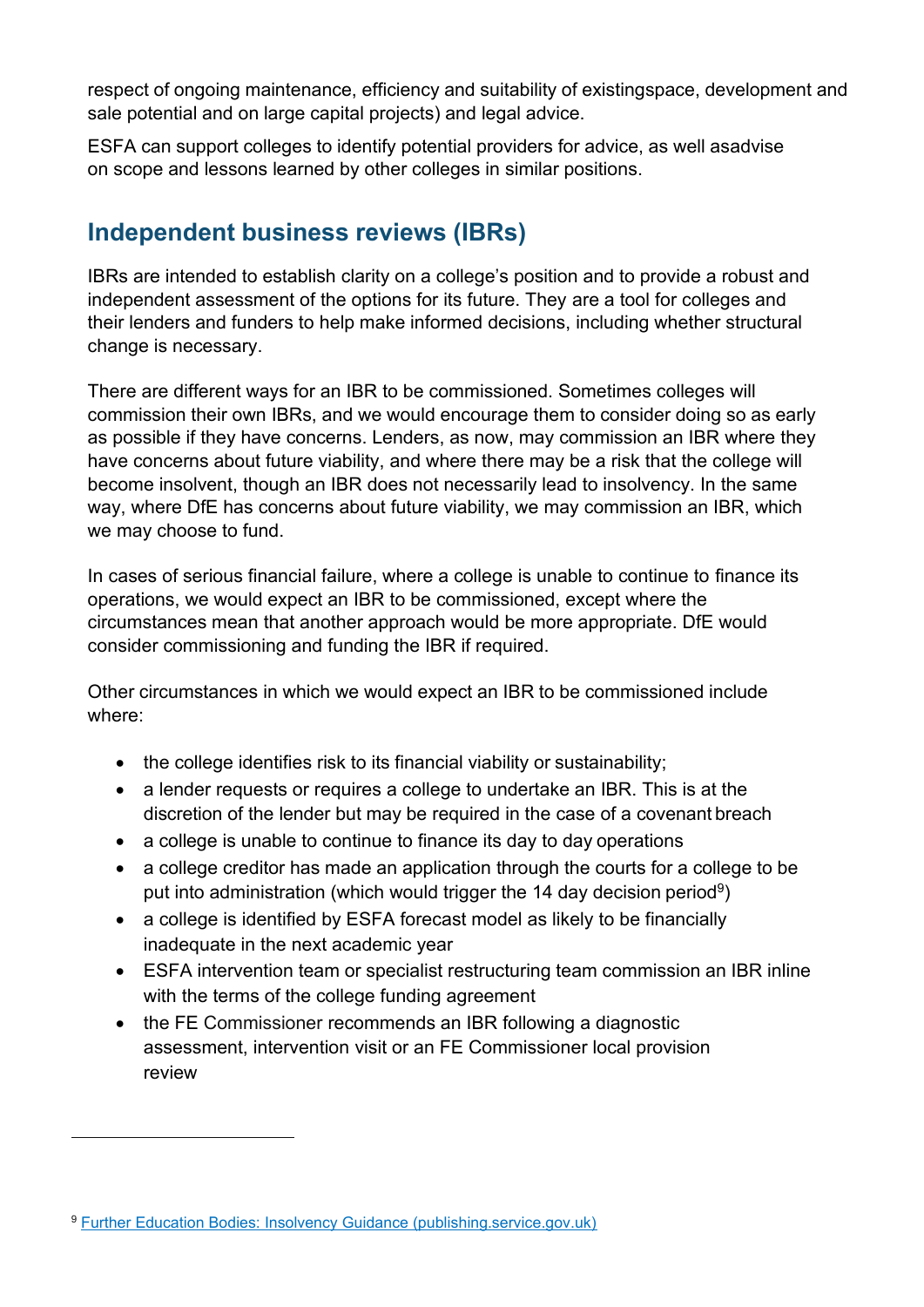respect of ongoing maintenance, efficiency and suitability of existingspace, development and sale potential and on large capital projects) and legal advice.

ESFA can support colleges to identify potential providers for advice, as well asadvise on scope and lessons learned by other colleges in similar positions.

## Independent business reviews (IBRs)

IBRs are intended to establish clarity on a college's position and to provide a robust and independent assessment of the options for its future. They are a tool for colleges and their lenders and funders to help make informed decisions, including whether structural change is necessary.

There are different ways for an IBR to be commissioned. Sometimes colleges will commission their own IBRs, and we would encourage them to consider doing so as early as possible if they have concerns. Lenders, as now, may commission an IBR where they have concerns about future viability, and where there may be a risk that the college will become insolvent, though an IBR does not necessarily lead to insolvency. In the same way, where DfE has concerns about future viability, we may commission an IBR, which we may choose to fund.

In cases of serious financial failure, where a college is unable to continue to finance its operations, we would expect an IBR to be commissioned, except where the circumstances mean that another approach would be more appropriate. DfE would consider commissioning and funding the IBR if required.

Other circumstances in which we would expect an IBR to be commissioned include where:

- the college identifies risk to its financial viability or sustainability;
- a lender requests or requires a college to undertake an IBR. This is at the discretion of the lender but may be required in the case of a covenant breach
- a college is unable to continue to finance its day to day operations
- a college creditor has made an application through the courts for a college to be put into administration (which would trigger the 14 day decision period[9])
- a college is identified by ESFA forecast model as likely to be financially inadequate in the next academic year
- ESFA intervention team or specialist restructuring team commission an IBR inline with the terms of the college funding agreement
- the FE Commissioner recommends an IBR following a diagnostic assessment, intervention visit or an FE Commissioner local provision review

[9] Further Education Bodies: Insolvency Guidance (publishing.service.gov.uk)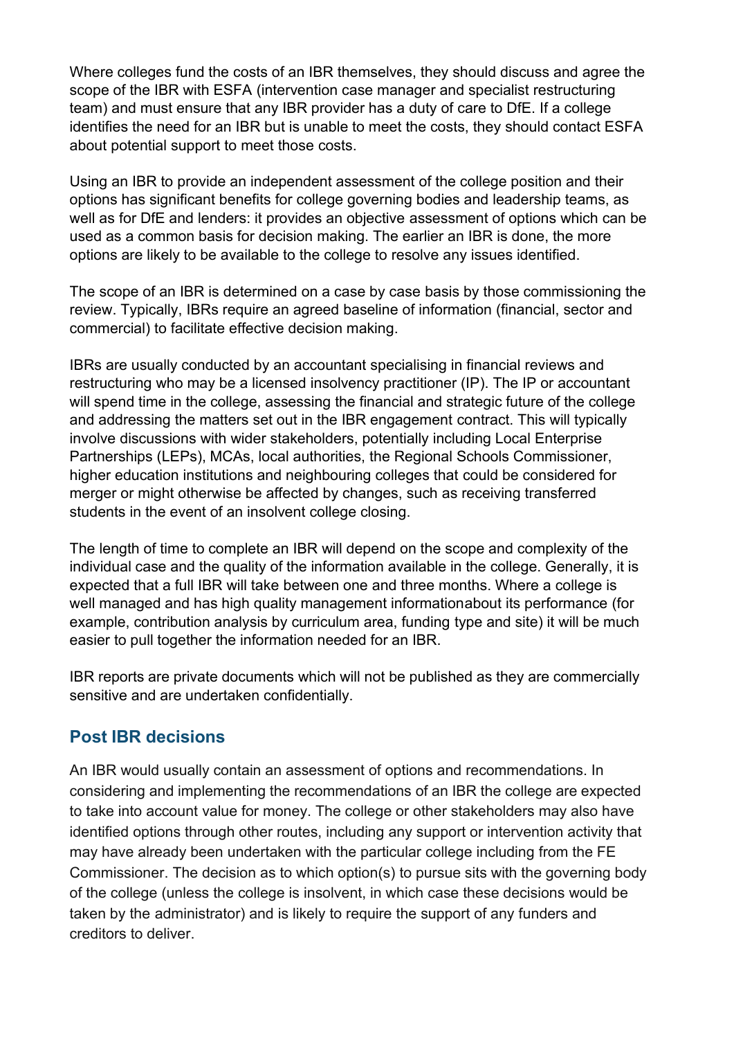Where colleges fund the costs of an IBR themselves, they should discuss and agree the scope of the IBR with ESFA (intervention case manager and specialist restructuring team) and must ensure that any IBR provider has a duty of care to DfE. If a college identifies the need for an IBR but is unable to meet the costs, they should contact ESFA about potential support to meet those costs.

Using an IBR to provide an independent assessment of the college position and their options has significant benefits for college governing bodies and leadership teams, as well as for DfE and lenders: it provides an objective assessment of options which can be used as a common basis for decision making. The earlier an IBR is done, the more options are likely to be available to the college to resolve any issues identified.

The scope of an IBR is determined on a case by case basis by those commissioning the review. Typically, IBRs require an agreed baseline of information (financial, sector and commercial) to facilitate effective decision making.

IBRs are usually conducted by an accountant specialising in financial reviews and restructuring who may be a licensed insolvency practitioner (IP). The IP or accountant will spend time in the college, assessing the financial and strategic future of the college and addressing the matters set out in the IBR engagement contract. This will typically involve discussions with wider stakeholders, potentially including Local Enterprise Partnerships (LEPs), MCAs, local authorities, the Regional Schools Commissioner, higher education institutions and neighbouring colleges that could be considered for merger or might otherwise be affected by changes, such as receiving transferred students in the event of an insolvent college closing.

The length of time to complete an IBR will depend on the scope and complexity of the individual case and the quality of the information available in the college. Generally, it is expected that a full IBR will take between one and three months. Where a college is well managed and has high quality management informationabout its performance (for example, contribution analysis by curriculum area, funding type and site) it will be much easier to pull together the information needed for an IBR.

IBR reports are private documents which will not be published as they are commercially sensitive and are undertaken confidentially.

## Post IBR decisions

An IBR would usually contain an assessment of options and recommendations. In considering and implementing the recommendations of an IBR the college are expected to take into account value for money. The college or other stakeholders may also have identified options through other routes, including any support or intervention activity that may have already been undertaken with the particular college including from the FE Commissioner. The decision as to which option(s) to pursue sits with the governing body of the college (unless the college is insolvent, in which case these decisions would be taken by the administrator) and is likely to require the support of any funders and creditors to deliver.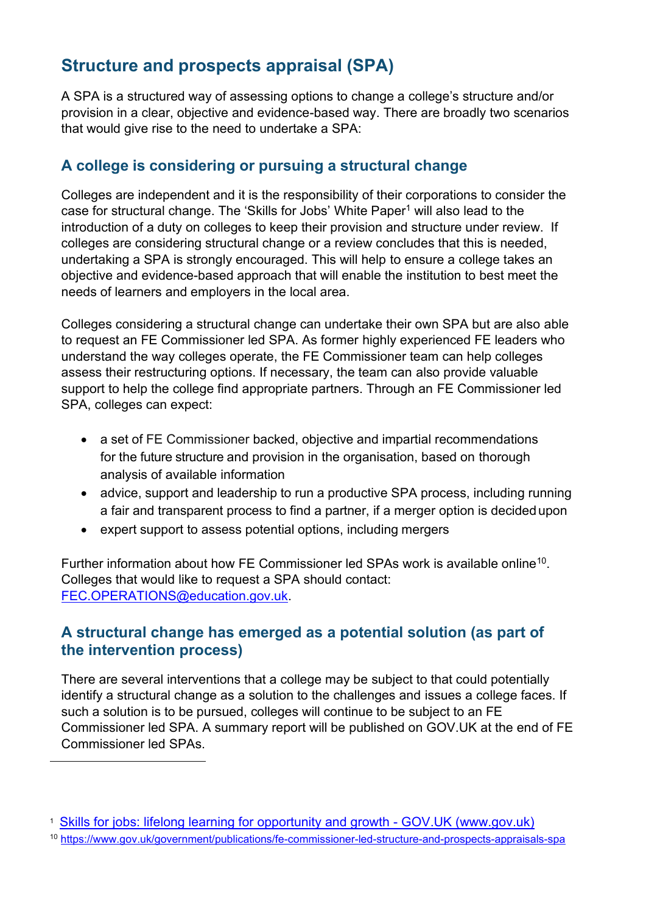## Structure and prospects appraisal (SPA)

A SPA is a structured way of assessing options to change a college's structure and/or provision in a clear, objective and evidence-based way. There are broadly two scenarios that would give rise to the need to undertake a SPA:

### A college is considering or pursuing a structural change

Colleges are independent and it is the responsibility of their corporations to consider the case for structural change. The 'Skills for Jobs' White Paper[1] will also lead to the introduction of a duty on colleges to keep their provision and structure under review. If colleges are considering structural change or a review concludes that this is needed, undertaking a SPA is strongly encouraged. This will help to ensure a college takes an objective and evidence-based approach that will enable the institution to best meet the needs of learners and employers in the local area.

Colleges considering a structural change can undertake their own SPA but are also able to request an FE Commissioner led SPA. As former highly experienced FE leaders who understand the way colleges operate, the FE Commissioner team can help colleges assess their restructuring options. If necessary, the team can also provide valuable support to help the college find appropriate partners. Through an FE Commissioner led SPA, colleges can expect:

- a set of FE Commissioner backed, objective and impartial recommendations for the future structure and provision in the organisation, based on thorough analysis of available information
- advice, support and leadership to run a productive SPA process, including running a fair and transparent process to find a partner, if a merger option is decided upon
- expert support to assess potential options, including mergers

Further information about how FE Commissioner led SPAs work is available online[10]. Colleges that would like to request a SPA should contact: FEC.OPERATIONS@education.gov.uk.

### A structural change has emerged as a potential solution (as part of the intervention process)

There are several interventions that a college may be subject to that could potentially identify a structural change as a solution to the challenges and issues a college faces. If such a solution is to be pursued, colleges will continue to be subject to an FE Commissioner led SPA. A summary report will be published on GOV.UK at the end of FE Commissioner led SPAs.

---

[1] Skills for jobs: lifelong learning for opportunity and growth - GOV.UK (www.gov.uk)

[10] https://www.gov.uk/government/publications/fe-commissioner-led-structure-and-prospects-appraisals-spa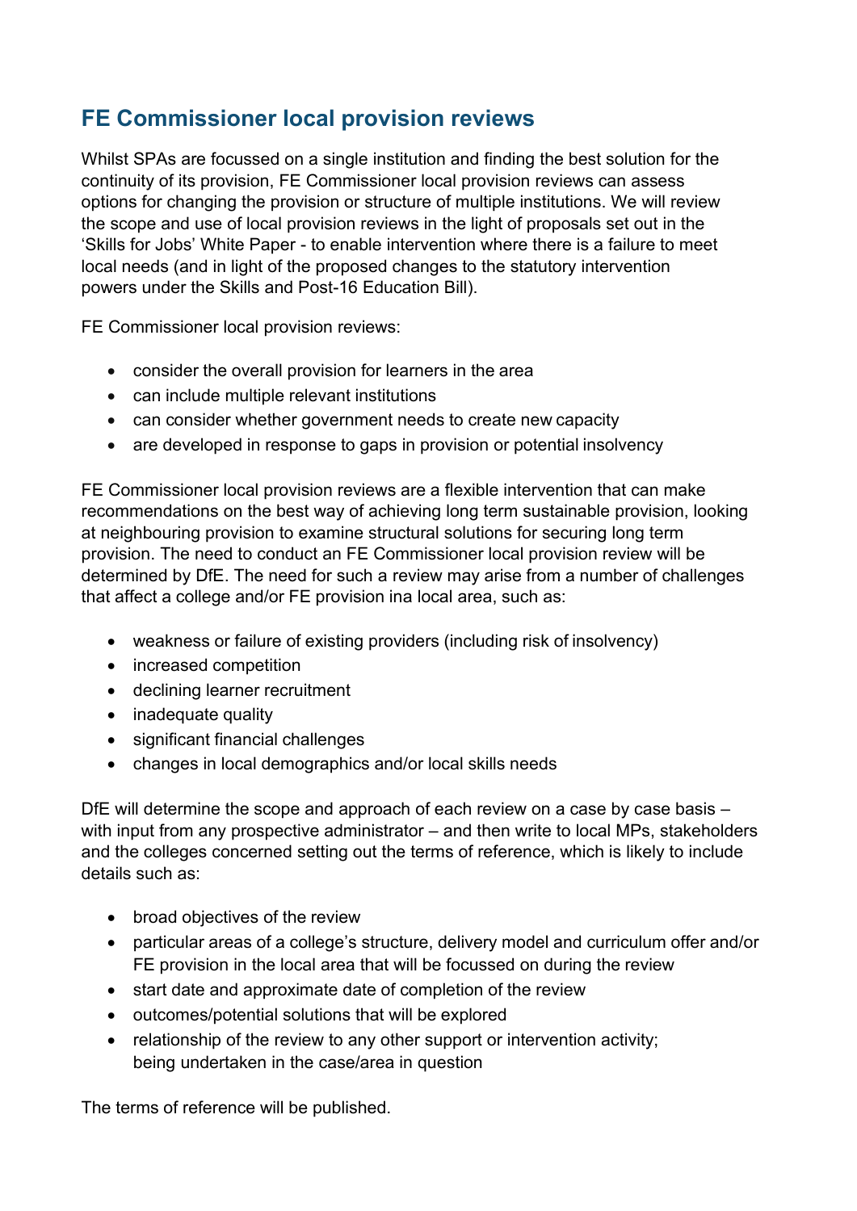## FE Commissioner local provision reviews

Whilst SPAs are focussed on a single institution and finding the best solution for the continuity of its provision, FE Commissioner local provision reviews can assess options for changing the provision or structure of multiple institutions. We will review the scope and use of local provision reviews in the light of proposals set out in the 'Skills for Jobs' White Paper - to enable intervention where there is a failure to meet local needs (and in light of the proposed changes to the statutory intervention powers under the Skills and Post-16 Education Bill).

FE Commissioner local provision reviews:

- consider the overall provision for learners in the area
- can include multiple relevant institutions
- can consider whether government needs to create new capacity
- are developed in response to gaps in provision or potential insolvency

FE Commissioner local provision reviews are a flexible intervention that can make recommendations on the best way of achieving long term sustainable provision, looking at neighbouring provision to examine structural solutions for securing long term provision. The need to conduct an FE Commissioner local provision review will be determined by DfE. The need for such a review may arise from a number of challenges that affect a college and/or FE provision ina local area, such as:

- weakness or failure of existing providers (including risk of insolvency)
- increased competition
- declining learner recruitment
- inadequate quality
- significant financial challenges
- changes in local demographics and/or local skills needs

DfE will determine the scope and approach of each review on a case by case basis – with input from any prospective administrator – and then write to local MPs, stakeholders and the colleges concerned setting out the terms of reference, which is likely to include details such as:

- broad objectives of the review
- particular areas of a college's structure, delivery model and curriculum offer and/or FE provision in the local area that will be focussed on during the review
- start date and approximate date of completion of the review
- outcomes/potential solutions that will be explored
- relationship of the review to any other support or intervention activity; being undertaken in the case/area in question

The terms of reference will be published.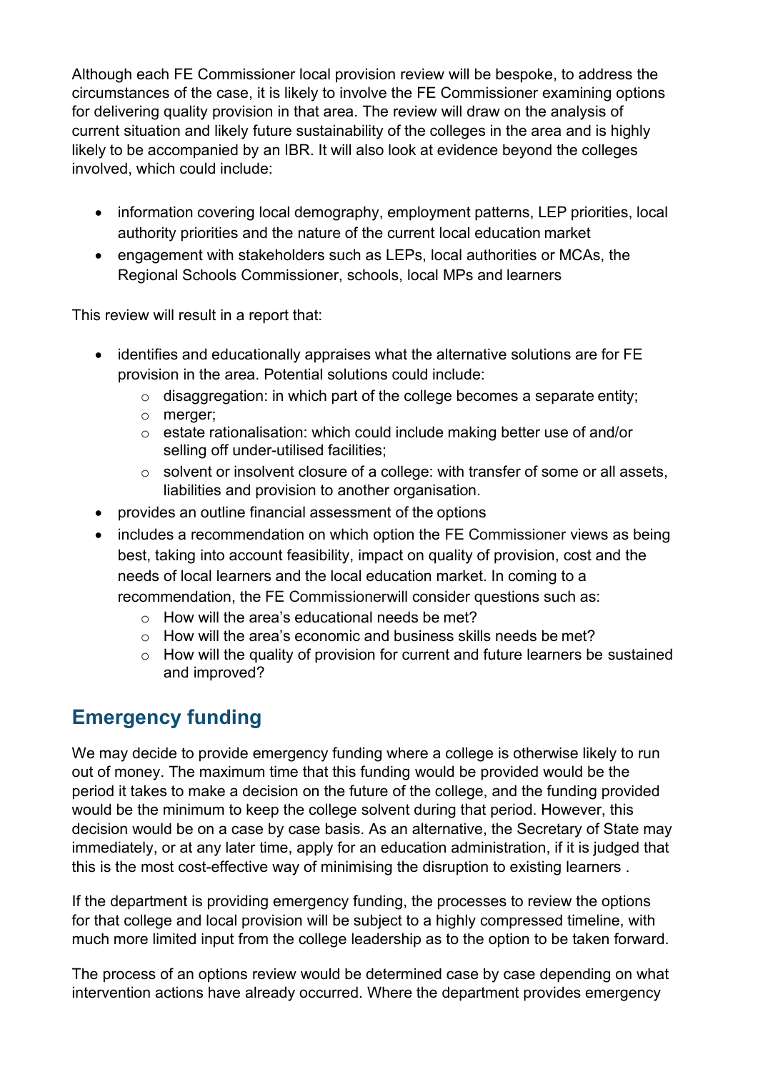Although each FE Commissioner local provision review will be bespoke, to address the circumstances of the case, it is likely to involve the FE Commissioner examining options for delivering quality provision in that area. The review will draw on the analysis of current situation and likely future sustainability of the colleges in the area and is highly likely to be accompanied by an IBR. It will also look at evidence beyond the colleges involved, which could include:

- information covering local demography, employment patterns, LEP priorities, local authority priorities and the nature of the current local education market
- engagement with stakeholders such as LEPs, local authorities or MCAs, the Regional Schools Commissioner, schools, local MPs and learners

This review will result in a report that:

- identifies and educationally appraises what the alternative solutions are for FE provision in the area. Potential solutions could include:
  - disaggregation: in which part of the college becomes a separate entity;
  - merger;
  - estate rationalisation: which could include making better use of and/or selling off under-utilised facilities;
  - solvent or insolvent closure of a college: with transfer of some or all assets, liabilities and provision to another organisation.
- provides an outline financial assessment of the options
- includes a recommendation on which option the FE Commissioner views as being best, taking into account feasibility, impact on quality of provision, cost and the needs of local learners and the local education market. In coming to a recommendation, the FE Commissionerwill consider questions such as:
  - How will the area's educational needs be met?
  - How will the area's economic and business skills needs be met?
  - How will the quality of provision for current and future learners be sustained and improved?

## Emergency funding

We may decide to provide emergency funding where a college is otherwise likely to run out of money. The maximum time that this funding would be provided would be the period it takes to make a decision on the future of the college, and the funding provided would be the minimum to keep the college solvent during that period. However, this decision would be on a case by case basis. As an alternative, the Secretary of State may immediately, or at any later time, apply for an education administration, if it is judged that this is the most cost-effective way of minimising the disruption to existing learners .

If the department is providing emergency funding, the processes to review the options for that college and local provision will be subject to a highly compressed timeline, with much more limited input from the college leadership as to the option to be taken forward.

The process of an options review would be determined case by case depending on what intervention actions have already occurred. Where the department provides emergency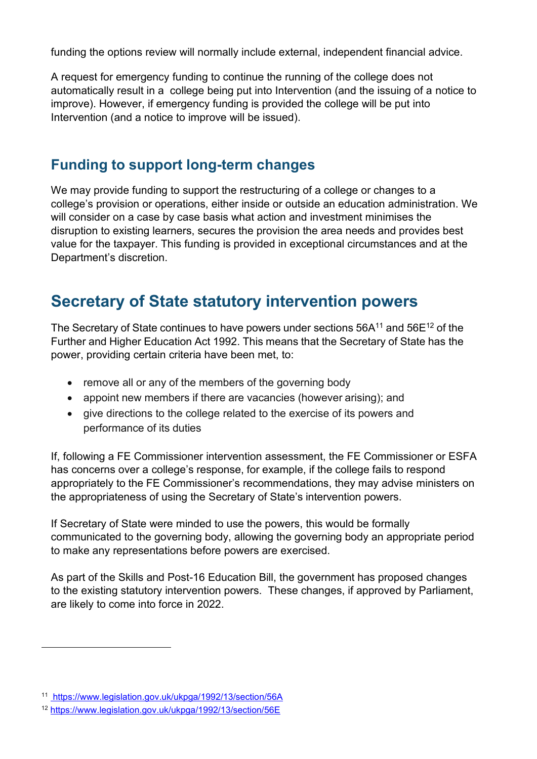funding the options review will normally include external, independent financial advice.

A request for emergency funding to continue the running of the college does not automatically result in a college being put into Intervention (and the issuing of a notice to improve). However, if emergency funding is provided the college will be put into Intervention (and a notice to improve will be issued).

## Funding to support long-term changes

We may provide funding to support the restructuring of a college or changes to a college's provision or operations, either inside or outside an education administration. We will consider on a case by case basis what action and investment minimises the disruption to existing learners, secures the provision the area needs and provides best value for the taxpayer. This funding is provided in exceptional circumstances and at the Department's discretion.

# Secretary of State statutory intervention powers

The Secretary of State continues to have powers under sections 56A[11] and 56E[12] of the Further and Higher Education Act 1992. This means that the Secretary of State has the power, providing certain criteria have been met, to:

- remove all or any of the members of the governing body
- appoint new members if there are vacancies (however arising); and
- give directions to the college related to the exercise of its powers and performance of its duties

If, following a FE Commissioner intervention assessment, the FE Commissioner or ESFA has concerns over a college's response, for example, if the college fails to respond appropriately to the FE Commissioner's recommendations, they may advise ministers on the appropriateness of using the Secretary of State's intervention powers.

If Secretary of State were minded to use the powers, this would be formally communicated to the governing body, allowing the governing body an appropriate period to make any representations before powers are exercised.

As part of the Skills and Post-16 Education Bill, the government has proposed changes to the existing statutory intervention powers. These changes, if approved by Parliament, are likely to come into force in 2022.

---

[11] https://www.legislation.gov.uk/ukpga/1992/13/section/56A

[12] https://www.legislation.gov.uk/ukpga/1992/13/section/56E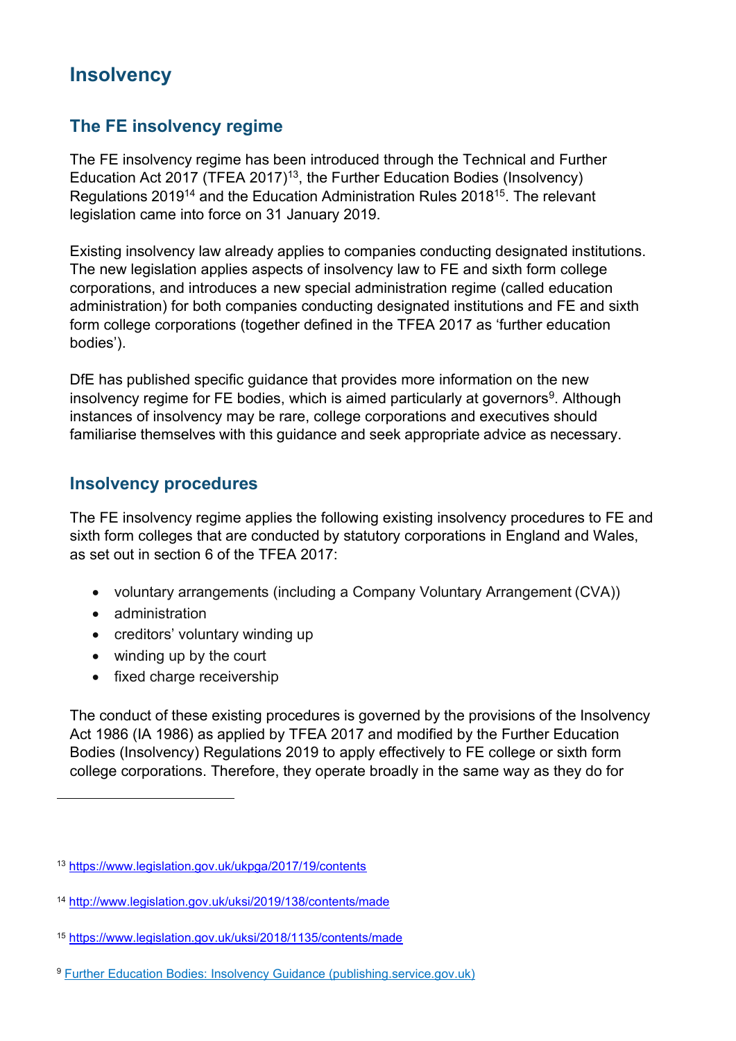# Insolvency

## The FE insolvency regime

The FE insolvency regime has been introduced through the Technical and Further Education Act 2017 (TFEA 2017)[13], the Further Education Bodies (Insolvency) Regulations 2019[14] and the Education Administration Rules 2018[15]. The relevant legislation came into force on 31 January 2019.

Existing insolvency law already applies to companies conducting designated institutions. The new legislation applies aspects of insolvency law to FE and sixth form college corporations, and introduces a new special administration regime (called education administration) for both companies conducting designated institutions and FE and sixth form college corporations (together defined in the TFEA 2017 as 'further education bodies').

DfE has published specific guidance that provides more information on the new insolvency regime for FE bodies, which is aimed particularly at governors[9]. Although instances of insolvency may be rare, college corporations and executives should familiarise themselves with this guidance and seek appropriate advice as necessary.

## Insolvency procedures

The FE insolvency regime applies the following existing insolvency procedures to FE and sixth form colleges that are conducted by statutory corporations in England and Wales, as set out in section 6 of the TFEA 2017:

- voluntary arrangements (including a Company Voluntary Arrangement (CVA))
- administration
- creditors' voluntary winding up
- winding up by the court
- fixed charge receivership

The conduct of these existing procedures is governed by the provisions of the Insolvency Act 1986 (IA 1986) as applied by TFEA 2017 and modified by the Further Education Bodies (Insolvency) Regulations 2019 to apply effectively to FE college or sixth form college corporations. Therefore, they operate broadly in the same way as they do for

---

[13] https://www.legislation.gov.uk/ukpga/2017/19/contents

[14] http://www.legislation.gov.uk/uksi/2019/138/contents/made

[15] https://www.legislation.gov.uk/uksi/2018/1135/contents/made

[9] Further Education Bodies: Insolvency Guidance (publishing.service.gov.uk)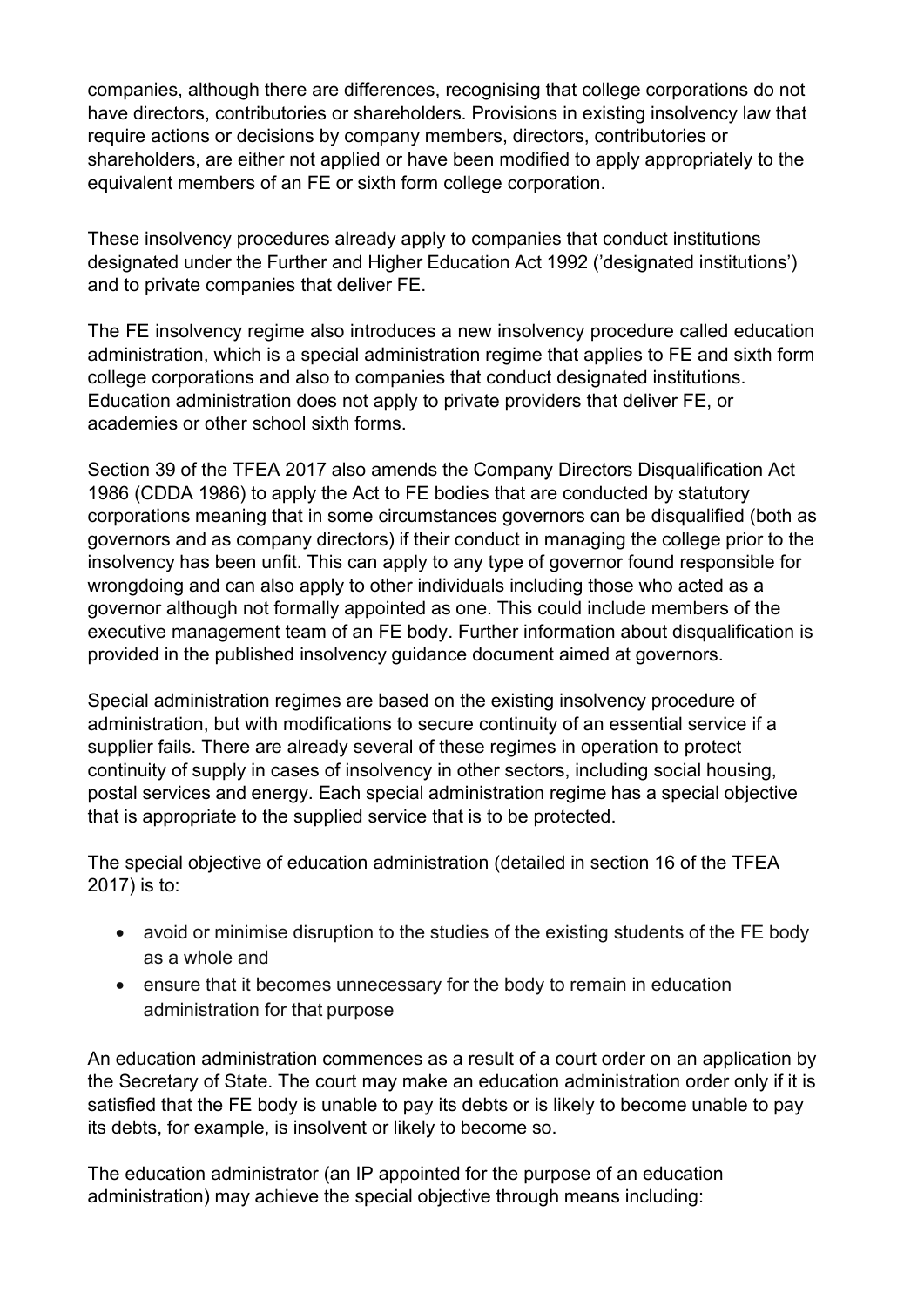companies, although there are differences, recognising that college corporations do not have directors, contributories or shareholders. Provisions in existing insolvency law that require actions or decisions by company members, directors, contributories or shareholders, are either not applied or have been modified to apply appropriately to the equivalent members of an FE or sixth form college corporation.

These insolvency procedures already apply to companies that conduct institutions designated under the Further and Higher Education Act 1992 ('designated institutions') and to private companies that deliver FE.

The FE insolvency regime also introduces a new insolvency procedure called education administration, which is a special administration regime that applies to FE and sixth form college corporations and also to companies that conduct designated institutions. Education administration does not apply to private providers that deliver FE, or academies or other school sixth forms.

Section 39 of the TFEA 2017 also amends the Company Directors Disqualification Act 1986 (CDDA 1986) to apply the Act to FE bodies that are conducted by statutory corporations meaning that in some circumstances governors can be disqualified (both as governors and as company directors) if their conduct in managing the college prior to the insolvency has been unfit. This can apply to any type of governor found responsible for wrongdoing and can also apply to other individuals including those who acted as a governor although not formally appointed as one. This could include members of the executive management team of an FE body. Further information about disqualification is provided in the published insolvency guidance document aimed at governors.

Special administration regimes are based on the existing insolvency procedure of administration, but with modifications to secure continuity of an essential service if a supplier fails. There are already several of these regimes in operation to protect continuity of supply in cases of insolvency in other sectors, including social housing, postal services and energy. Each special administration regime has a special objective that is appropriate to the supplied service that is to be protected.

The special objective of education administration (detailed in section 16 of the TFEA 2017) is to:

- avoid or minimise disruption to the studies of the existing students of the FE body as a whole and
- ensure that it becomes unnecessary for the body to remain in education administration for that purpose

An education administration commences as a result of a court order on an application by the Secretary of State. The court may make an education administration order only if it is satisfied that the FE body is unable to pay its debts or is likely to become unable to pay its debts, for example, is insolvent or likely to become so.

The education administrator (an IP appointed for the purpose of an education administration) may achieve the special objective through means including: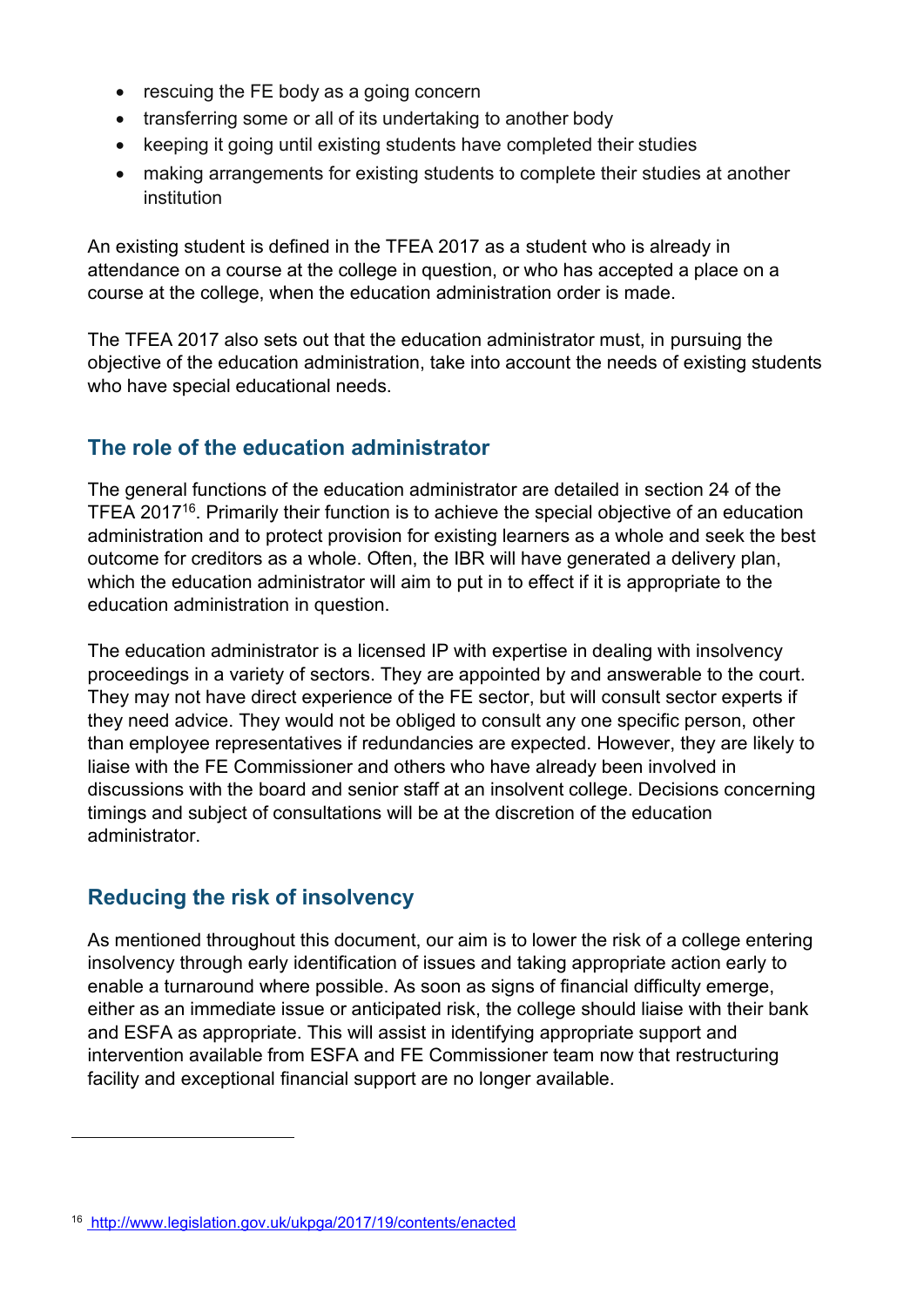- rescuing the FE body as a going concern
- transferring some or all of its undertaking to another body
- keeping it going until existing students have completed their studies
- making arrangements for existing students to complete their studies at another institution

An existing student is defined in the TFEA 2017 as a student who is already in attendance on a course at the college in question, or who has accepted a place on a course at the college, when the education administration order is made.

The TFEA 2017 also sets out that the education administrator must, in pursuing the objective of the education administration, take into account the needs of existing students who have special educational needs.

## The role of the education administrator

The general functions of the education administrator are detailed in section 24 of the TFEA 2017[16]. Primarily their function is to achieve the special objective of an education administration and to protect provision for existing learners as a whole and seek the best outcome for creditors as a whole. Often, the IBR will have generated a delivery plan, which the education administrator will aim to put in to effect if it is appropriate to the education administration in question.

The education administrator is a licensed IP with expertise in dealing with insolvency proceedings in a variety of sectors. They are appointed by and answerable to the court. They may not have direct experience of the FE sector, but will consult sector experts if they need advice. They would not be obliged to consult any one specific person, other than employee representatives if redundancies are expected. However, they are likely to liaise with the FE Commissioner and others who have already been involved in discussions with the board and senior staff at an insolvent college. Decisions concerning timings and subject of consultations will be at the discretion of the education administrator.

## Reducing the risk of insolvency

As mentioned throughout this document, our aim is to lower the risk of a college entering insolvency through early identification of issues and taking appropriate action early to enable a turnaround where possible. As soon as signs of financial difficulty emerge, either as an immediate issue or anticipated risk, the college should liaise with their bank and ESFA as appropriate. This will assist in identifying appropriate support and intervention available from ESFA and FE Commissioner team now that restructuring facility and exceptional financial support are no longer available.

---

[16] http://www.legislation.gov.uk/ukpga/2017/19/contents/enacted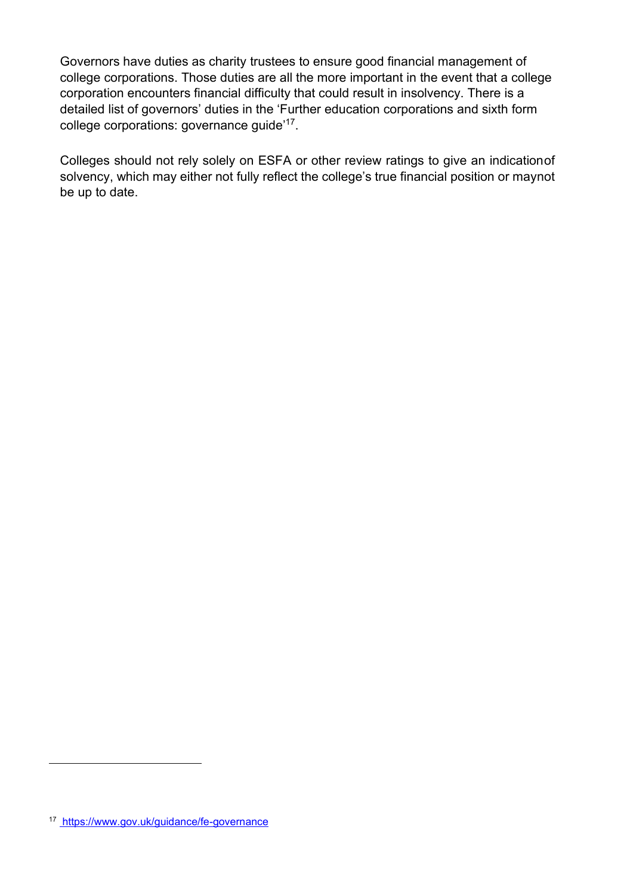Governors have duties as charity trustees to ensure good financial management of college corporations. Those duties are all the more important in the event that a college corporation encounters financial difficulty that could result in insolvency. There is a detailed list of governors' duties in the 'Further education corporations and sixth form college corporations: governance guide'[17].

Colleges should not rely solely on ESFA or other review ratings to give an indicationof solvency, which may either not fully reflect the college's true financial position or maynot be up to date.

[17] https://www.gov.uk/guidance/fe-governance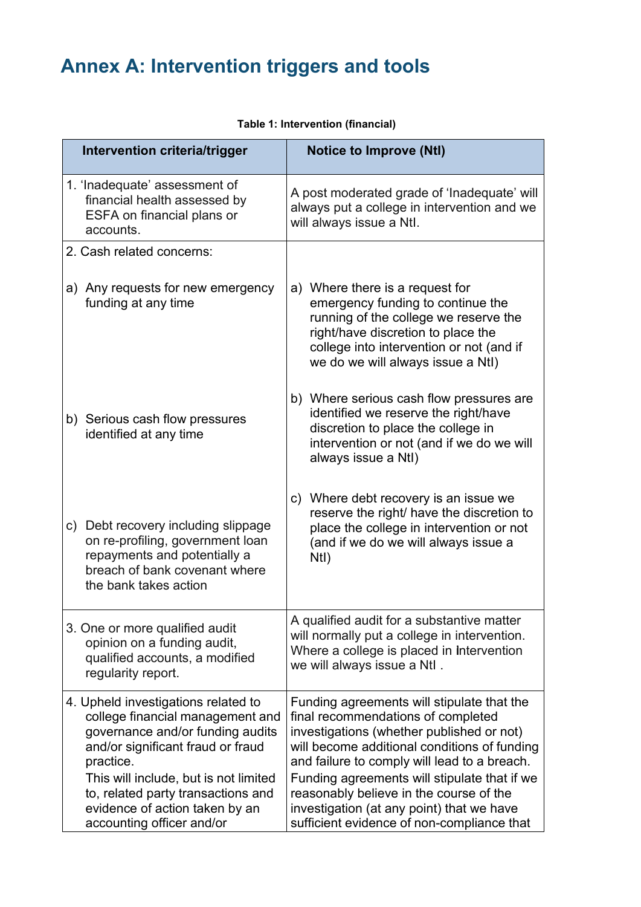# Annex A: Intervention triggers and tools

**Table 1: Intervention (financial)**

| Intervention criteria/trigger | Notice to Improve (NtI) |
|---|---|
| 1. 'Inadequate' assessment of financial health assessed by ESFA on financial plans or accounts. | A post moderated grade of 'Inadequate' will always put a college in intervention and we will always issue a NtI. |
| 2. Cash related concerns:<br><br>a) Any requests for new emergency funding at any time<br><br>b) Serious cash flow pressures identified at any time<br><br>c) Debt recovery including slippage on re-profiling, government loan repayments and potentially a breach of bank covenant where the bank takes action | a) Where there is a request for emergency funding to continue the running of the college we reserve the right/have discretion to place the college into intervention or not (and if we do we will always issue a NtI)<br><br>b) Where serious cash flow pressures are identified we reserve the right/have discretion to place the college in intervention or not (and if we do we will always issue a NtI)<br><br>c) Where debt recovery is an issue we reserve the right/ have the discretion to place the college in intervention or not (and if we do we will always issue a NtI) |
| 3. One or more qualified audit opinion on a funding audit, qualified accounts, a modified regularity report. | A qualified audit for a substantive matter will normally put a college in intervention. Where a college is placed in Intervention we will always issue a NtI . |
| 4. Upheld investigations related to college financial management and governance and/or funding audits and/or significant fraud or fraud practice.<br>This will include, but is not limited to, related party transactions and evidence of action taken by an accounting officer and/or | Funding agreements will stipulate that the final recommendations of completed investigations (whether published or not) will become additional conditions of funding and failure to comply will lead to a breach. Funding agreements will stipulate that if we reasonably believe in the course of the investigation (at any point) that we have sufficient evidence of non-compliance that |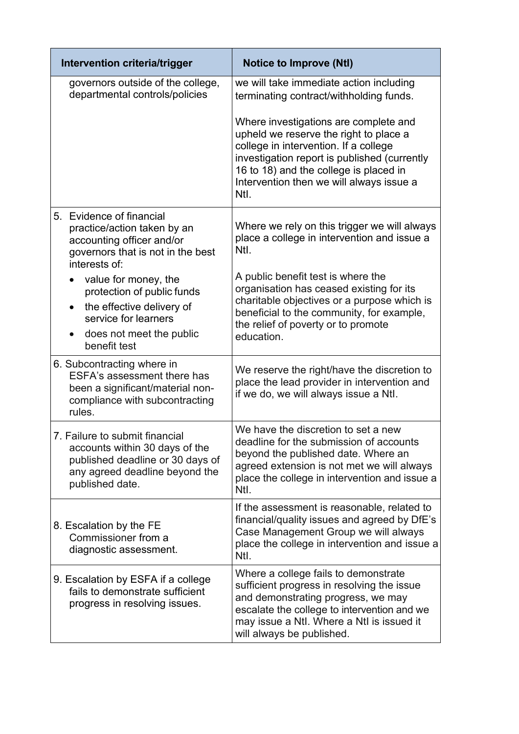| Intervention criteria/trigger | Notice to Improve (NtI) |
|---|---|
| governors outside of the college, departmental controls/policies | we will take immediate action including terminating contract/withholding funds.<br><br>Where investigations are complete and upheld we reserve the right to place a college in intervention. If a college investigation report is published (currently 16 to 18) and the college is placed in Intervention then we will always issue a NtI. |
| 5. Evidence of financial practice/action taken by an accounting officer and/or governors that is not in the best interests of:<br>• value for money, the protection of public funds<br>• the effective delivery of service for learners<br>• does not meet the public benefit test | Where we rely on this trigger we will always place a college in intervention and issue a NtI.<br><br>A public benefit test is where the organisation has ceased existing for its charitable objectives or a purpose which is beneficial to the community, for example, the relief of poverty or to promote education. |
| 6. Subcontracting where in ESFA's assessment there has been a significant/material non-compliance with subcontracting rules. | We reserve the right/have the discretion to place the lead provider in intervention and if we do, we will always issue a NtI. |
| 7. Failure to submit financial accounts within 30 days of the published deadline or 30 days of any agreed deadline beyond the published date. | We have the discretion to set a new deadline for the submission of accounts beyond the published date. Where an agreed extension is not met we will always place the college in intervention and issue a NtI. |
| 8. Escalation by the FE Commissioner from a diagnostic assessment. | If the assessment is reasonable, related to financial/quality issues and agreed by DfE's Case Management Group we will always place the college in intervention and issue a NtI. |
| 9. Escalation by ESFA if a college fails to demonstrate sufficient progress in resolving issues. | Where a college fails to demonstrate sufficient progress in resolving the issue and demonstrating progress, we may escalate the college to intervention and we may issue a NtI. Where a NtI is issued it will always be published. |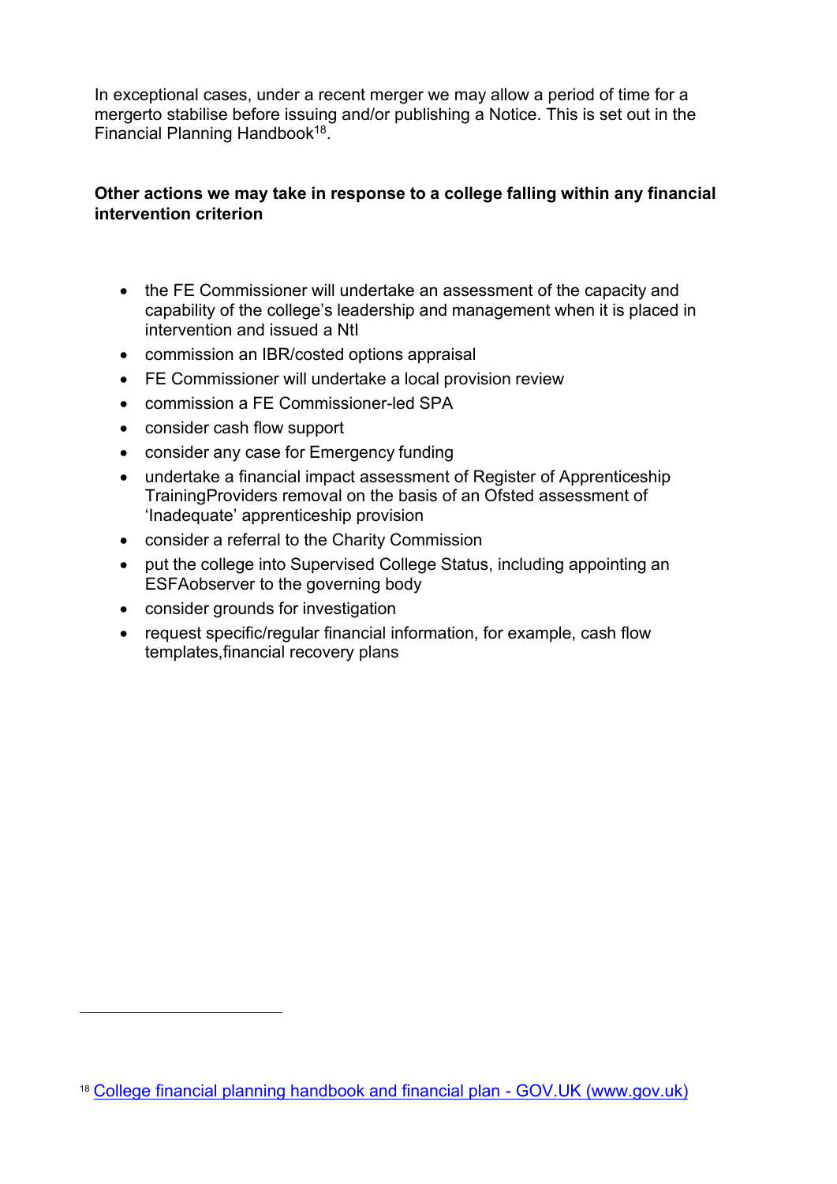In exceptional cases, under a recent merger we may allow a period of time for a mergerto stabilise before issuing and/or publishing a Notice. This is set out in the Financial Planning Handbook[18].

**Other actions we may take in response to a college falling within any financial intervention criterion**

- the FE Commissioner will undertake an assessment of the capacity and capability of the college's leadership and management when it is placed in intervention and issued a NtI
- commission an IBR/costed options appraisal
- FE Commissioner will undertake a local provision review
- commission a FE Commissioner-led SPA
- consider cash flow support
- consider any case for Emergency funding
- undertake a financial impact assessment of Register of Apprenticeship TrainingProviders removal on the basis of an Ofsted assessment of 'Inadequate' apprenticeship provision
- consider a referral to the Charity Commission
- put the college into Supervised College Status, including appointing an ESFAobserver to the governing body
- consider grounds for investigation
- request specific/regular financial information, for example, cash flow templates,financial recovery plans

[18] College financial planning handbook and financial plan - GOV.UK (www.gov.uk)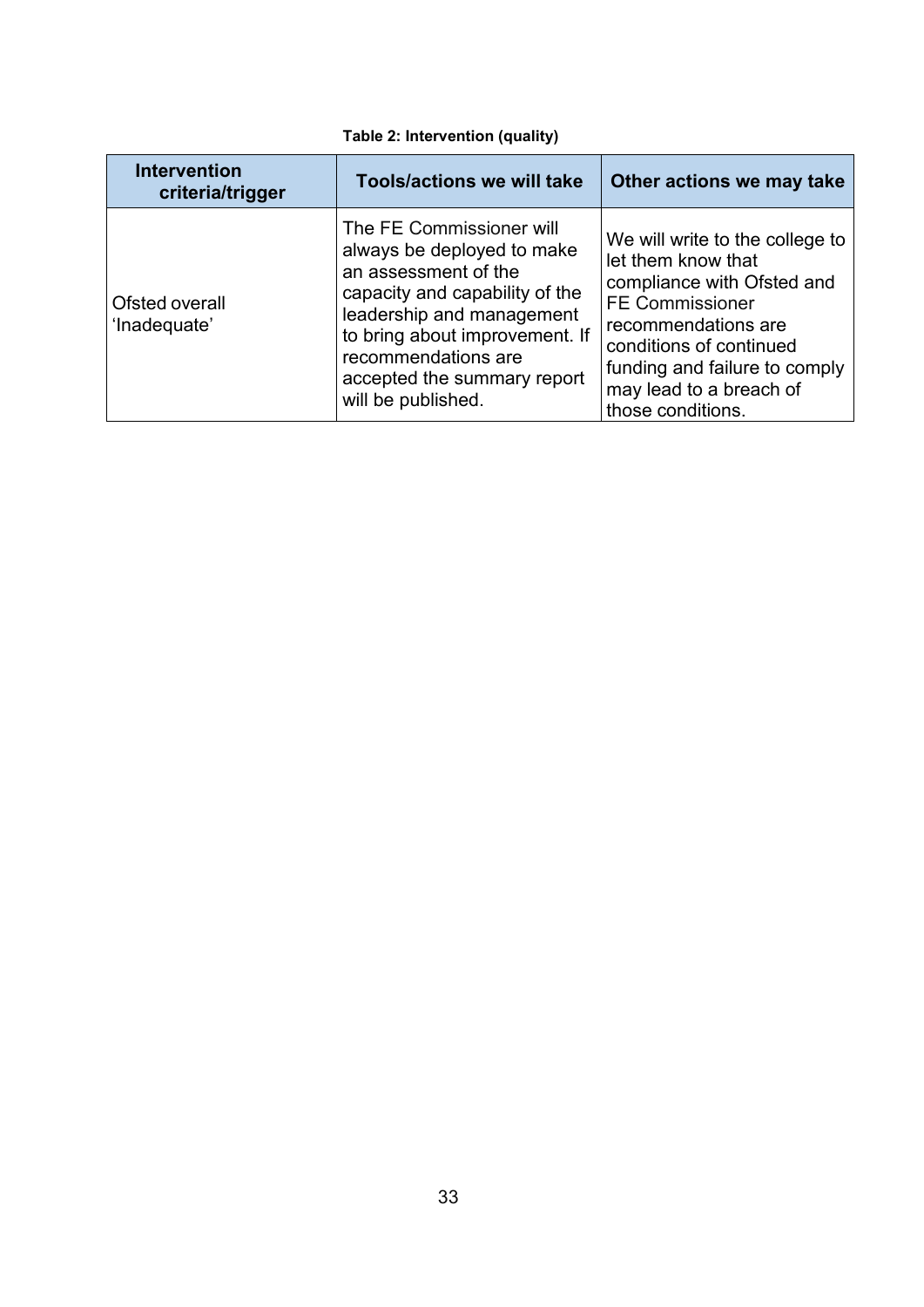**Table 2: Intervention (quality)**

| Intervention criteria/trigger | Tools/actions we will take | Other actions we may take |
|---|---|---|
| Ofsted overall 'Inadequate' | The FE Commissioner will always be deployed to make an assessment of the capacity and capability of the leadership and management to bring about improvement. If recommendations are accepted the summary report will be published. | We will write to the college to let them know that compliance with Ofsted and FE Commissioner recommendations are conditions of continued funding and failure to comply may lead to a breach of those conditions. |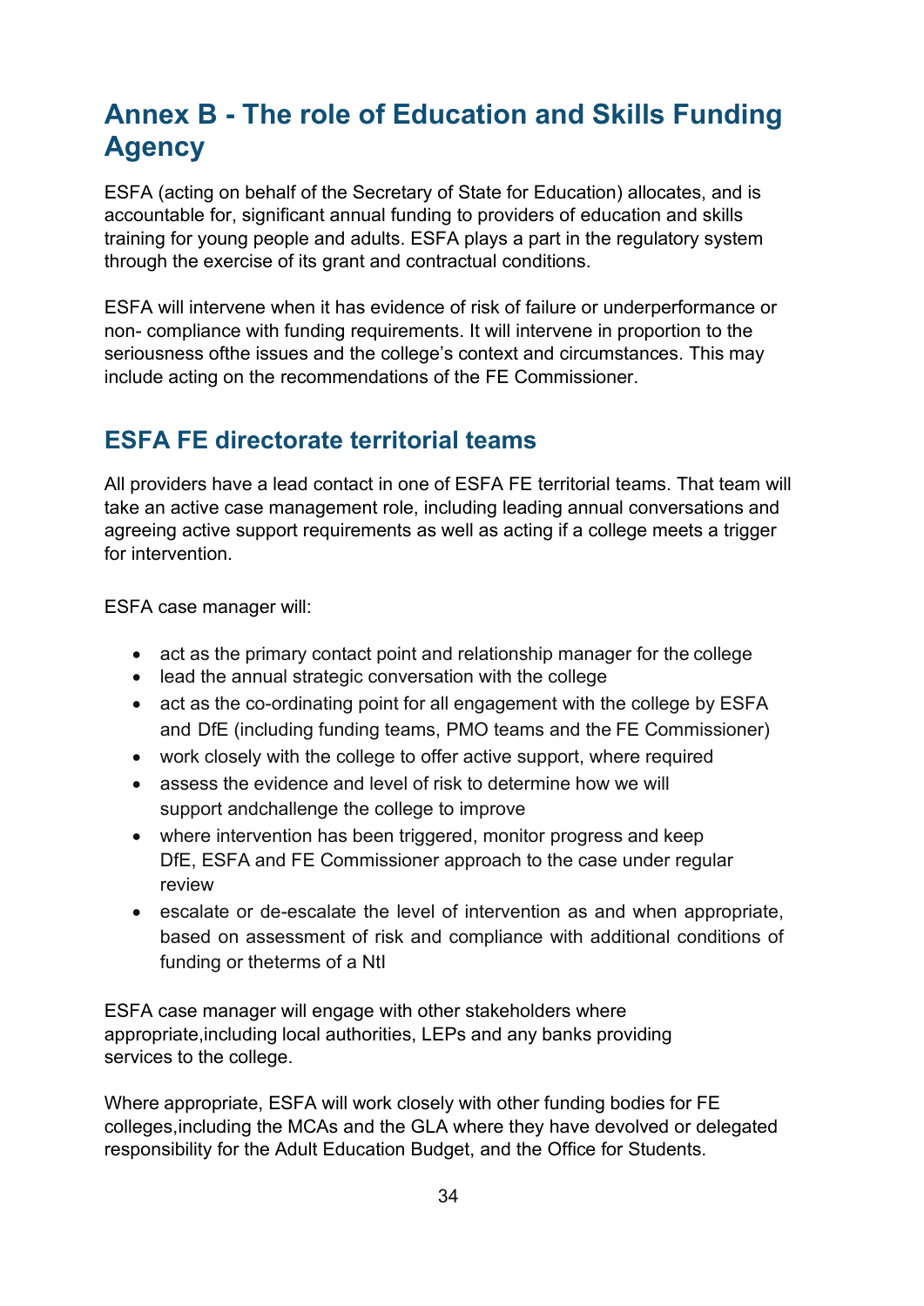# Annex B - The role of Education and Skills Funding Agency

ESFA (acting on behalf of the Secretary of State for Education) allocates, and is accountable for, significant annual funding to providers of education and skills training for young people and adults. ESFA plays a part in the regulatory system through the exercise of its grant and contractual conditions.

ESFA will intervene when it has evidence of risk of failure or underperformance or non- compliance with funding requirements. It will intervene in proportion to the seriousness ofthe issues and the college's context and circumstances. This may include acting on the recommendations of the FE Commissioner.

## ESFA FE directorate territorial teams

All providers have a lead contact in one of ESFA FE territorial teams. That team will take an active case management role, including leading annual conversations and agreeing active support requirements as well as acting if a college meets a trigger for intervention.

ESFA case manager will:

- act as the primary contact point and relationship manager for the college
- lead the annual strategic conversation with the college
- act as the co-ordinating point for all engagement with the college by ESFA and DfE (including funding teams, PMO teams and the FE Commissioner)
- work closely with the college to offer active support, where required
- assess the evidence and level of risk to determine how we will support andchallenge the college to improve
- where intervention has been triggered, monitor progress and keep DfE, ESFA and FE Commissioner approach to the case under regular review
- escalate or de-escalate the level of intervention as and when appropriate, based on assessment of risk and compliance with additional conditions of funding or theterms of a NtI

ESFA case manager will engage with other stakeholders where appropriate,including local authorities, LEPs and any banks providing services to the college.

Where appropriate, ESFA will work closely with other funding bodies for FE colleges,including the MCAs and the GLA where they have devolved or delegated responsibility for the Adult Education Budget, and the Office for Students.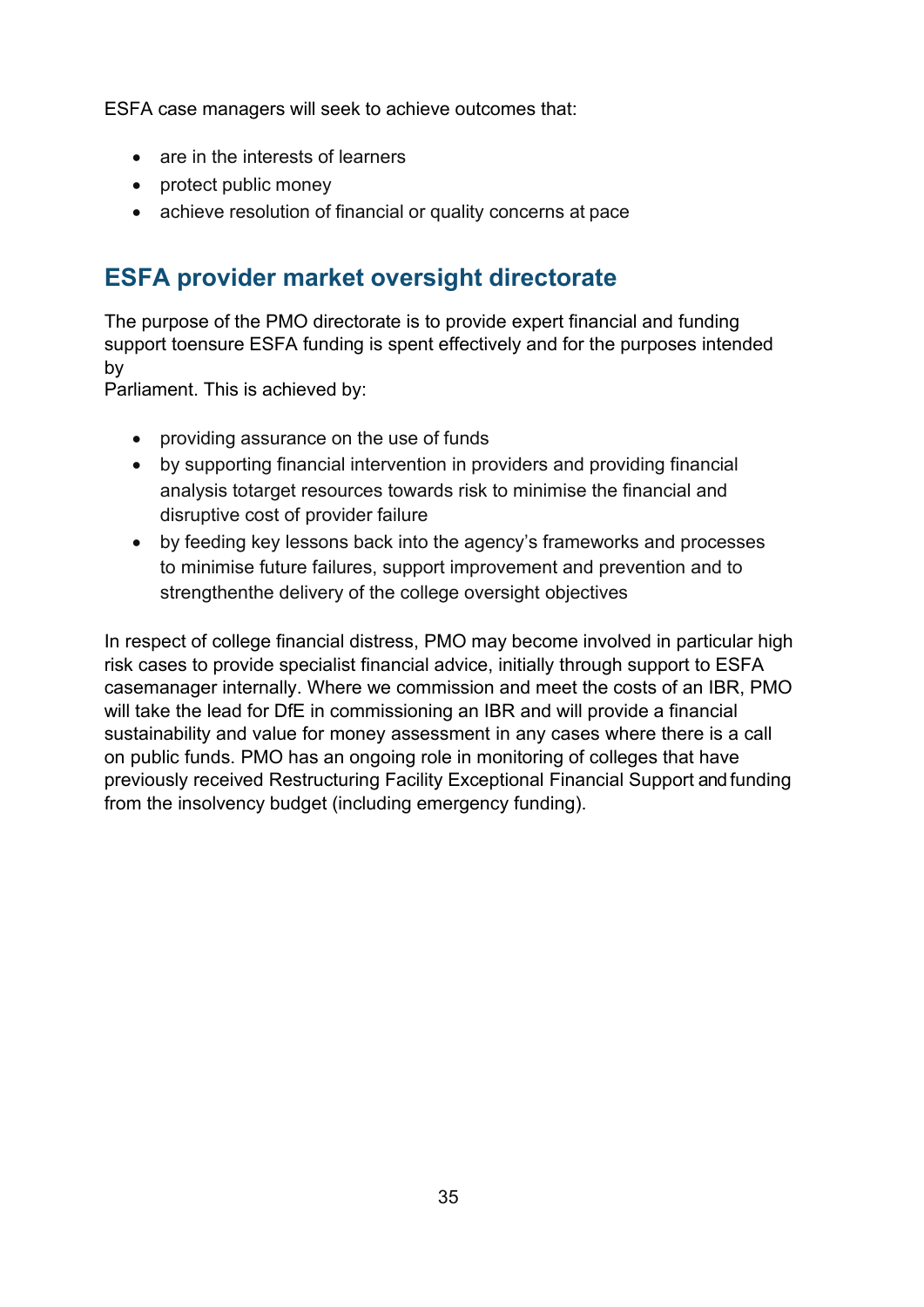ESFA case managers will seek to achieve outcomes that:

- are in the interests of learners
- protect public money
- achieve resolution of financial or quality concerns at pace

## ESFA provider market oversight directorate

The purpose of the PMO directorate is to provide expert financial and funding support toensure ESFA funding is spent effectively and for the purposes intended by Parliament. This is achieved by:

- providing assurance on the use of funds
- by supporting financial intervention in providers and providing financial analysis totarget resources towards risk to minimise the financial and disruptive cost of provider failure
- by feeding key lessons back into the agency's frameworks and processes to minimise future failures, support improvement and prevention and to strengthenthe delivery of the college oversight objectives

In respect of college financial distress, PMO may become involved in particular high risk cases to provide specialist financial advice, initially through support to ESFA casemanager internally. Where we commission and meet the costs of an IBR, PMO will take the lead for DfE in commissioning an IBR and will provide a financial sustainability and value for money assessment in any cases where there is a call on public funds. PMO has an ongoing role in monitoring of colleges that have previously received Restructuring Facility Exceptional Financial Support and funding from the insolvency budget (including emergency funding).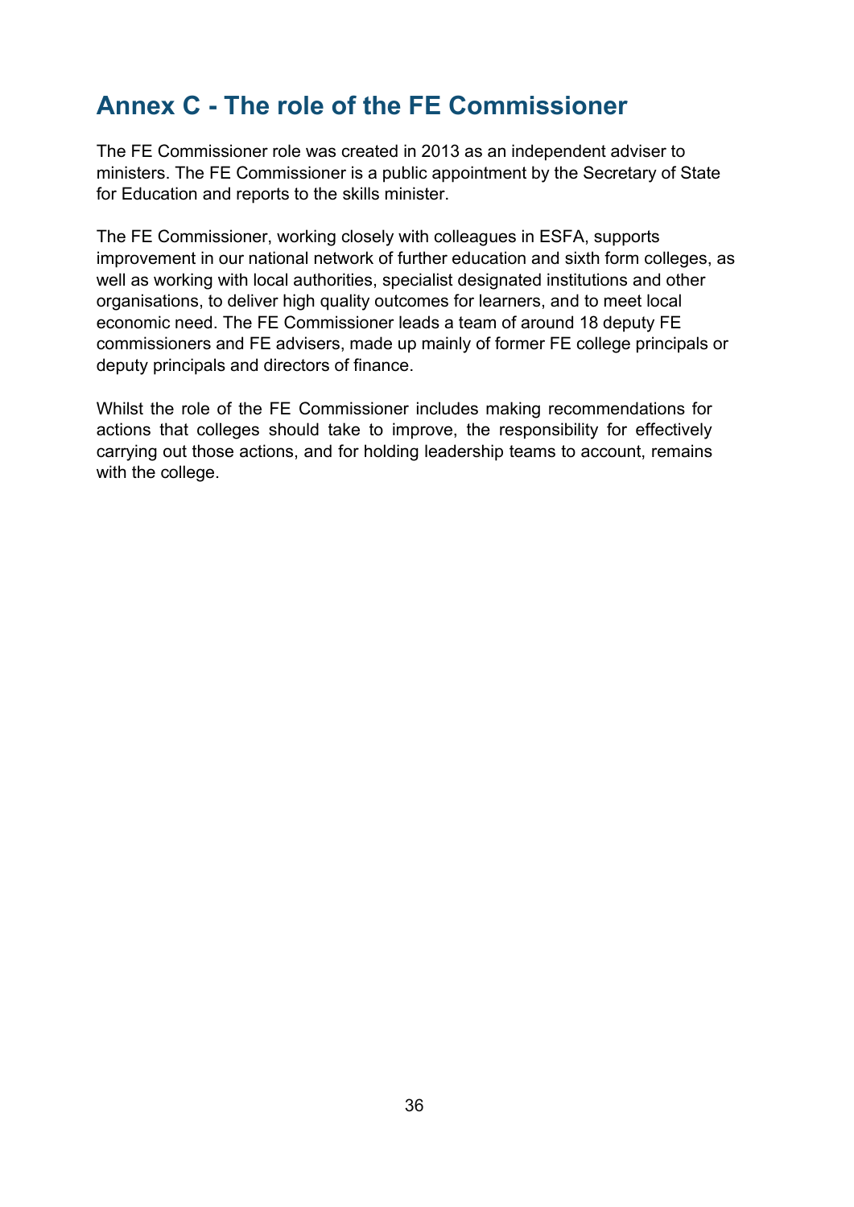# Annex C - The role of the FE Commissioner

The FE Commissioner role was created in 2013 as an independent adviser to ministers. The FE Commissioner is a public appointment by the Secretary of State for Education and reports to the skills minister.

The FE Commissioner, working closely with colleagues in ESFA, supports improvement in our national network of further education and sixth form colleges, as well as working with local authorities, specialist designated institutions and other organisations, to deliver high quality outcomes for learners, and to meet local economic need. The FE Commissioner leads a team of around 18 deputy FE commissioners and FE advisers, made up mainly of former FE college principals or deputy principals and directors of finance.

Whilst the role of the FE Commissioner includes making recommendations for actions that colleges should take to improve, the responsibility for effectively carrying out those actions, and for holding leadership teams to account, remains with the college.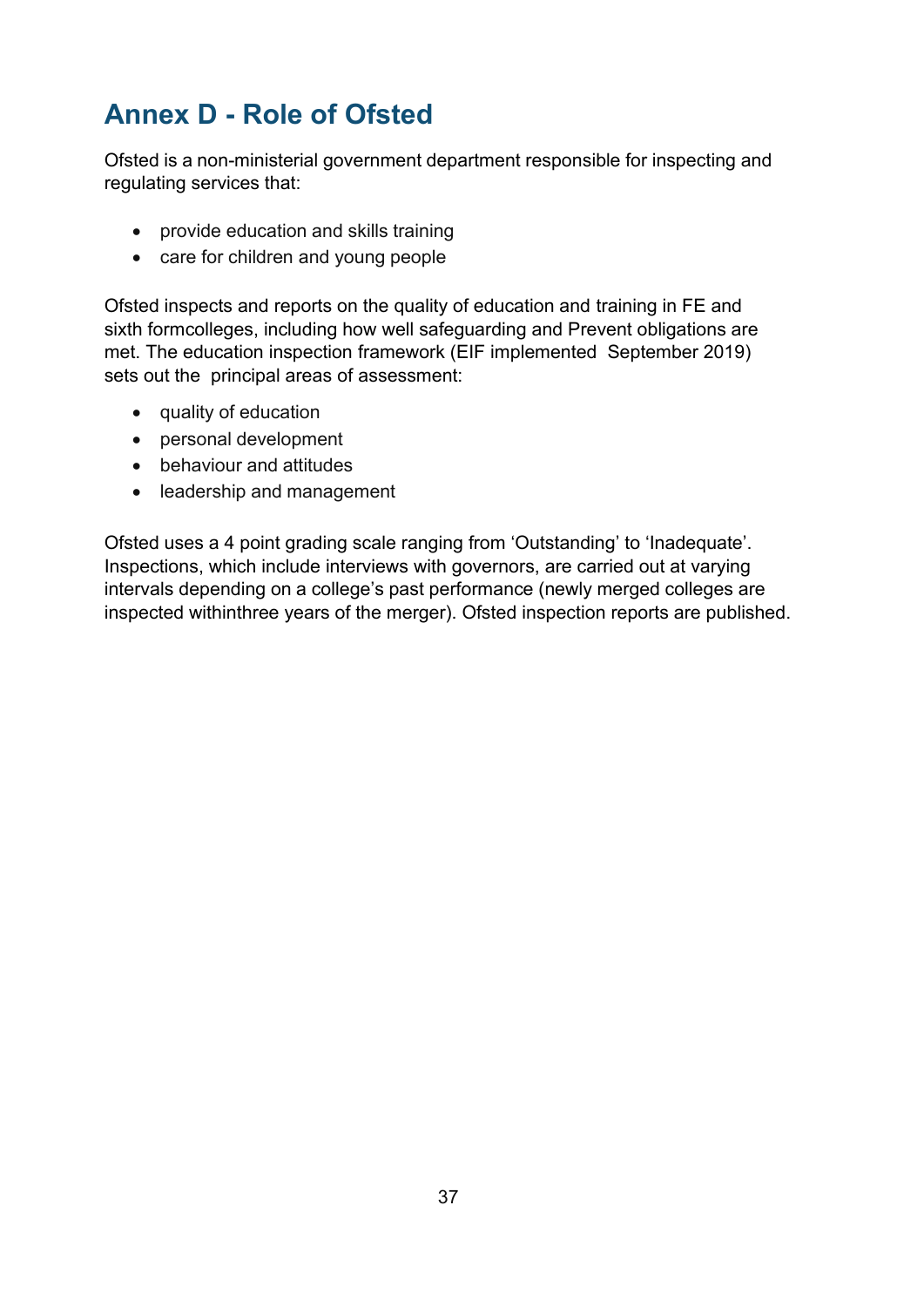## Annex D - Role of Ofsted

Ofsted is a non-ministerial government department responsible for inspecting and regulating services that:

- provide education and skills training
- care for children and young people

Ofsted inspects and reports on the quality of education and training in FE and sixth formcolleges, including how well safeguarding and Prevent obligations are met. The education inspection framework (EIF implemented September 2019) sets out the principal areas of assessment:

- quality of education
- personal development
- behaviour and attitudes
- leadership and management

Ofsted uses a 4 point grading scale ranging from 'Outstanding' to 'Inadequate'. Inspections, which include interviews with governors, are carried out at varying intervals depending on a college's past performance (newly merged colleges are inspected withinthree years of the merger). Ofsted inspection reports are published.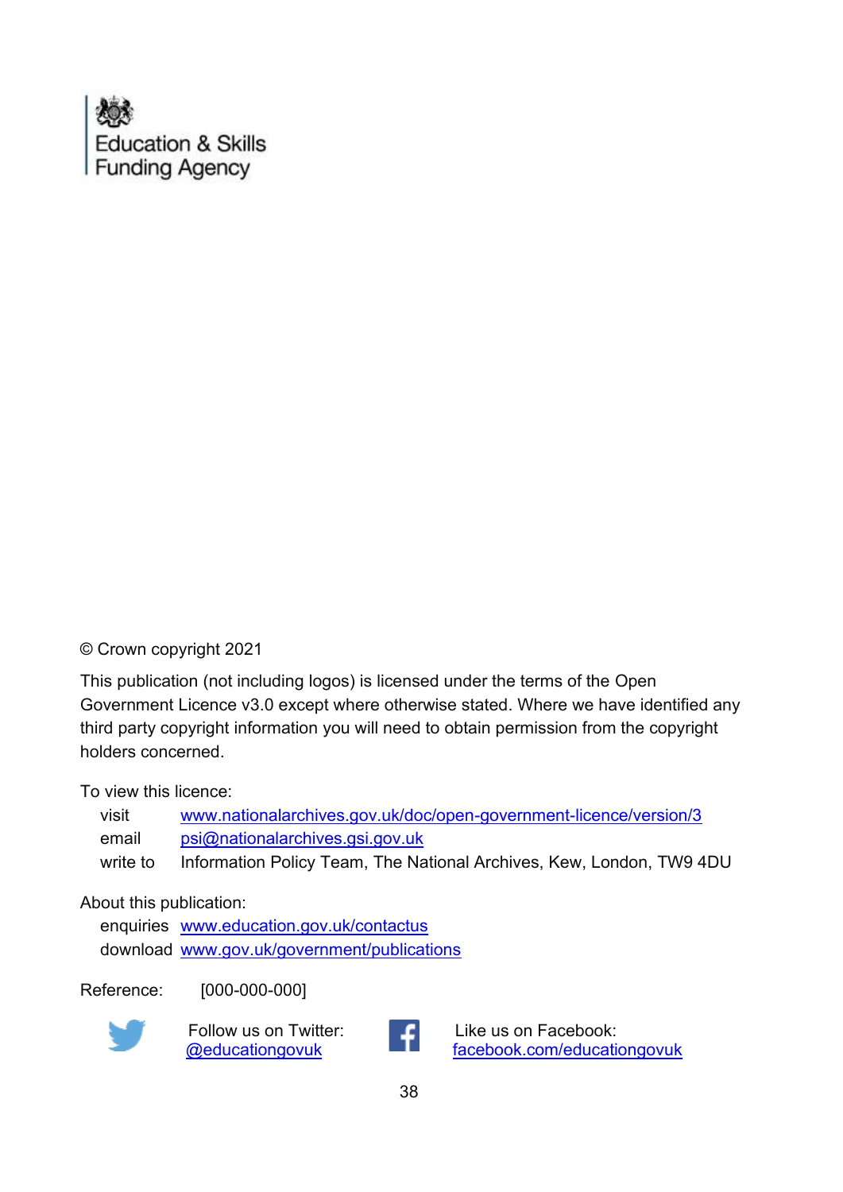Education & Skills Funding Agency

© Crown copyright 2021

This publication (not including logos) is licensed under the terms of the Open Government Licence v3.0 except where otherwise stated. Where we have identified any third party copyright information you will need to obtain permission from the copyright holders concerned.

To view this licence:

visit www.nationalarchives.gov.uk/doc/open-government-licence/version/3
email psi@nationalarchives.gsi.gov.uk
write to Information Policy Team, The National Archives, Kew, London, TW9 4DU

About this publication:

enquiries www.education.gov.uk/contactus
download www.gov.uk/government/publications

Reference: [000-000-000]

Follow us on Twitter: @educationgovuk

Like us on Facebook: facebook.com/educationgovuk